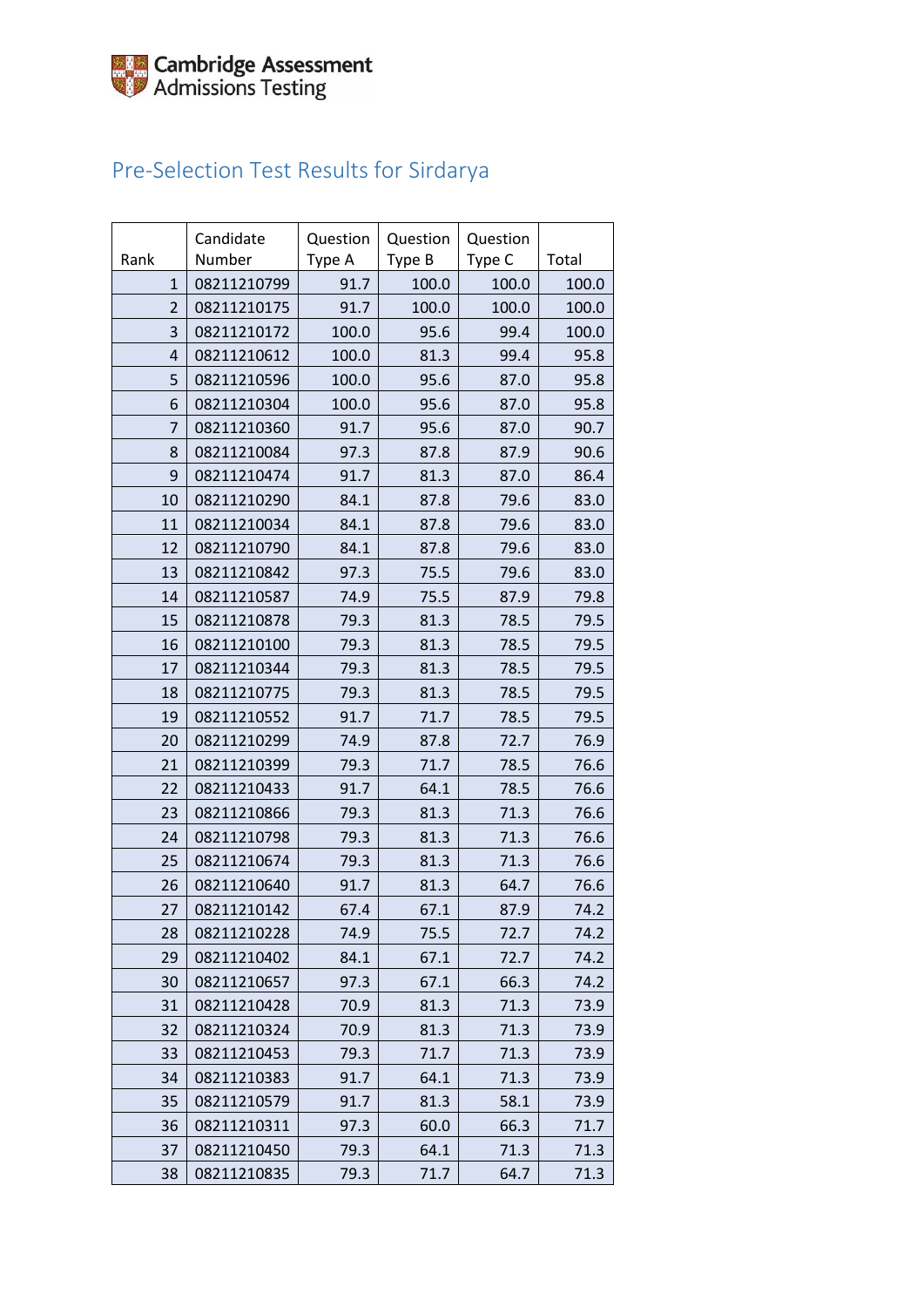Cambridge Assessment Admissions Testing

## Pre-Selection Test Results for Sirdarya

| Rank | Candidate Number | Question Type A | Question Type B | Question Type C | Total |
|---|---|---|---|---|---|
| 1 | 08211210799 | 91.7 | 100.0 | 100.0 | 100.0 |
| 2 | 08211210175 | 91.7 | 100.0 | 100.0 | 100.0 |
| 3 | 08211210172 | 100.0 | 95.6 | 99.4 | 100.0 |
| 4 | 08211210612 | 100.0 | 81.3 | 99.4 | 95.8 |
| 5 | 08211210596 | 100.0 | 95.6 | 87.0 | 95.8 |
| 6 | 08211210304 | 100.0 | 95.6 | 87.0 | 95.8 |
| 7 | 08211210360 | 91.7 | 95.6 | 87.0 | 90.7 |
| 8 | 08211210084 | 97.3 | 87.8 | 87.9 | 90.6 |
| 9 | 08211210474 | 91.7 | 81.3 | 87.0 | 86.4 |
| 10 | 08211210290 | 84.1 | 87.8 | 79.6 | 83.0 |
| 11 | 08211210034 | 84.1 | 87.8 | 79.6 | 83.0 |
| 12 | 08211210790 | 84.1 | 87.8 | 79.6 | 83.0 |
| 13 | 08211210842 | 97.3 | 75.5 | 79.6 | 83.0 |
| 14 | 08211210587 | 74.9 | 75.5 | 87.9 | 79.8 |
| 15 | 08211210878 | 79.3 | 81.3 | 78.5 | 79.5 |
| 16 | 08211210100 | 79.3 | 81.3 | 78.5 | 79.5 |
| 17 | 08211210344 | 79.3 | 81.3 | 78.5 | 79.5 |
| 18 | 08211210775 | 79.3 | 81.3 | 78.5 | 79.5 |
| 19 | 08211210552 | 91.7 | 71.7 | 78.5 | 79.5 |
| 20 | 08211210299 | 74.9 | 87.8 | 72.7 | 76.9 |
| 21 | 08211210399 | 79.3 | 71.7 | 78.5 | 76.6 |
| 22 | 08211210433 | 91.7 | 64.1 | 78.5 | 76.6 |
| 23 | 08211210866 | 79.3 | 81.3 | 71.3 | 76.6 |
| 24 | 08211210798 | 79.3 | 81.3 | 71.3 | 76.6 |
| 25 | 08211210674 | 79.3 | 81.3 | 71.3 | 76.6 |
| 26 | 08211210640 | 91.7 | 81.3 | 64.7 | 76.6 |
| 27 | 08211210142 | 67.4 | 67.1 | 87.9 | 74.2 |
| 28 | 08211210228 | 74.9 | 75.5 | 72.7 | 74.2 |
| 29 | 08211210402 | 84.1 | 67.1 | 72.7 | 74.2 |
| 30 | 08211210657 | 97.3 | 67.1 | 66.3 | 74.2 |
| 31 | 08211210428 | 70.9 | 81.3 | 71.3 | 73.9 |
| 32 | 08211210324 | 70.9 | 81.3 | 71.3 | 73.9 |
| 33 | 08211210453 | 79.3 | 71.7 | 71.3 | 73.9 |
| 34 | 08211210383 | 91.7 | 64.1 | 71.3 | 73.9 |
| 35 | 08211210579 | 91.7 | 81.3 | 58.1 | 73.9 |
| 36 | 08211210311 | 97.3 | 60.0 | 66.3 | 71.7 |
| 37 | 08211210450 | 79.3 | 64.1 | 71.3 | 71.3 |
| 38 | 08211210835 | 79.3 | 71.7 | 64.7 | 71.3 |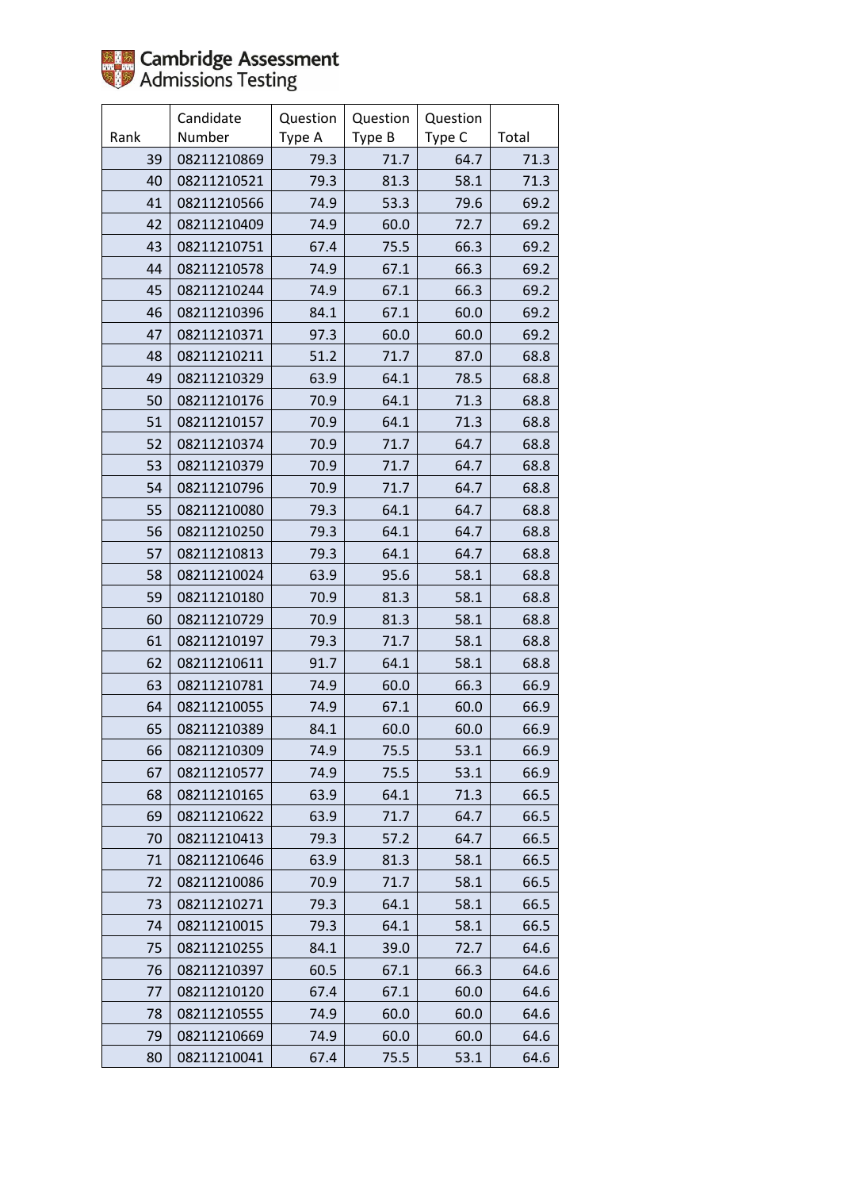| Rank | Candidate Number | Question Type A | Question Type B | Question Type C | Total |
|---|---|---|---|---|---|
| 39 | 08211210869 | 79.3 | 71.7 | 64.7 | 71.3 |
| 40 | 08211210521 | 79.3 | 81.3 | 58.1 | 71.3 |
| 41 | 08211210566 | 74.9 | 53.3 | 79.6 | 69.2 |
| 42 | 08211210409 | 74.9 | 60.0 | 72.7 | 69.2 |
| 43 | 08211210751 | 67.4 | 75.5 | 66.3 | 69.2 |
| 44 | 08211210578 | 74.9 | 67.1 | 66.3 | 69.2 |
| 45 | 08211210244 | 74.9 | 67.1 | 66.3 | 69.2 |
| 46 | 08211210396 | 84.1 | 67.1 | 60.0 | 69.2 |
| 47 | 08211210371 | 97.3 | 60.0 | 60.0 | 69.2 |
| 48 | 08211210211 | 51.2 | 71.7 | 87.0 | 68.8 |
| 49 | 08211210329 | 63.9 | 64.1 | 78.5 | 68.8 |
| 50 | 08211210176 | 70.9 | 64.1 | 71.3 | 68.8 |
| 51 | 08211210157 | 70.9 | 64.1 | 71.3 | 68.8 |
| 52 | 08211210374 | 70.9 | 71.7 | 64.7 | 68.8 |
| 53 | 08211210379 | 70.9 | 71.7 | 64.7 | 68.8 |
| 54 | 08211210796 | 70.9 | 71.7 | 64.7 | 68.8 |
| 55 | 08211210080 | 79.3 | 64.1 | 64.7 | 68.8 |
| 56 | 08211210250 | 79.3 | 64.1 | 64.7 | 68.8 |
| 57 | 08211210813 | 79.3 | 64.1 | 64.7 | 68.8 |
| 58 | 08211210024 | 63.9 | 95.6 | 58.1 | 68.8 |
| 59 | 08211210180 | 70.9 | 81.3 | 58.1 | 68.8 |
| 60 | 08211210729 | 70.9 | 81.3 | 58.1 | 68.8 |
| 61 | 08211210197 | 79.3 | 71.7 | 58.1 | 68.8 |
| 62 | 08211210611 | 91.7 | 64.1 | 58.1 | 68.8 |
| 63 | 08211210781 | 74.9 | 60.0 | 66.3 | 66.9 |
| 64 | 08211210055 | 74.9 | 67.1 | 60.0 | 66.9 |
| 65 | 08211210389 | 84.1 | 60.0 | 60.0 | 66.9 |
| 66 | 08211210309 | 74.9 | 75.5 | 53.1 | 66.9 |
| 67 | 08211210577 | 74.9 | 75.5 | 53.1 | 66.9 |
| 68 | 08211210165 | 63.9 | 64.1 | 71.3 | 66.5 |
| 69 | 08211210622 | 63.9 | 71.7 | 64.7 | 66.5 |
| 70 | 08211210413 | 79.3 | 57.2 | 64.7 | 66.5 |
| 71 | 08211210646 | 63.9 | 81.3 | 58.1 | 66.5 |
| 72 | 08211210086 | 70.9 | 71.7 | 58.1 | 66.5 |
| 73 | 08211210271 | 79.3 | 64.1 | 58.1 | 66.5 |
| 74 | 08211210015 | 79.3 | 64.1 | 58.1 | 66.5 |
| 75 | 08211210255 | 84.1 | 39.0 | 72.7 | 64.6 |
| 76 | 08211210397 | 60.5 | 67.1 | 66.3 | 64.6 |
| 77 | 08211210120 | 67.4 | 67.1 | 60.0 | 64.6 |
| 78 | 08211210555 | 74.9 | 60.0 | 60.0 | 64.6 |
| 79 | 08211210669 | 74.9 | 60.0 | 60.0 | 64.6 |
| 80 | 08211210041 | 67.4 | 75.5 | 53.1 | 64.6 |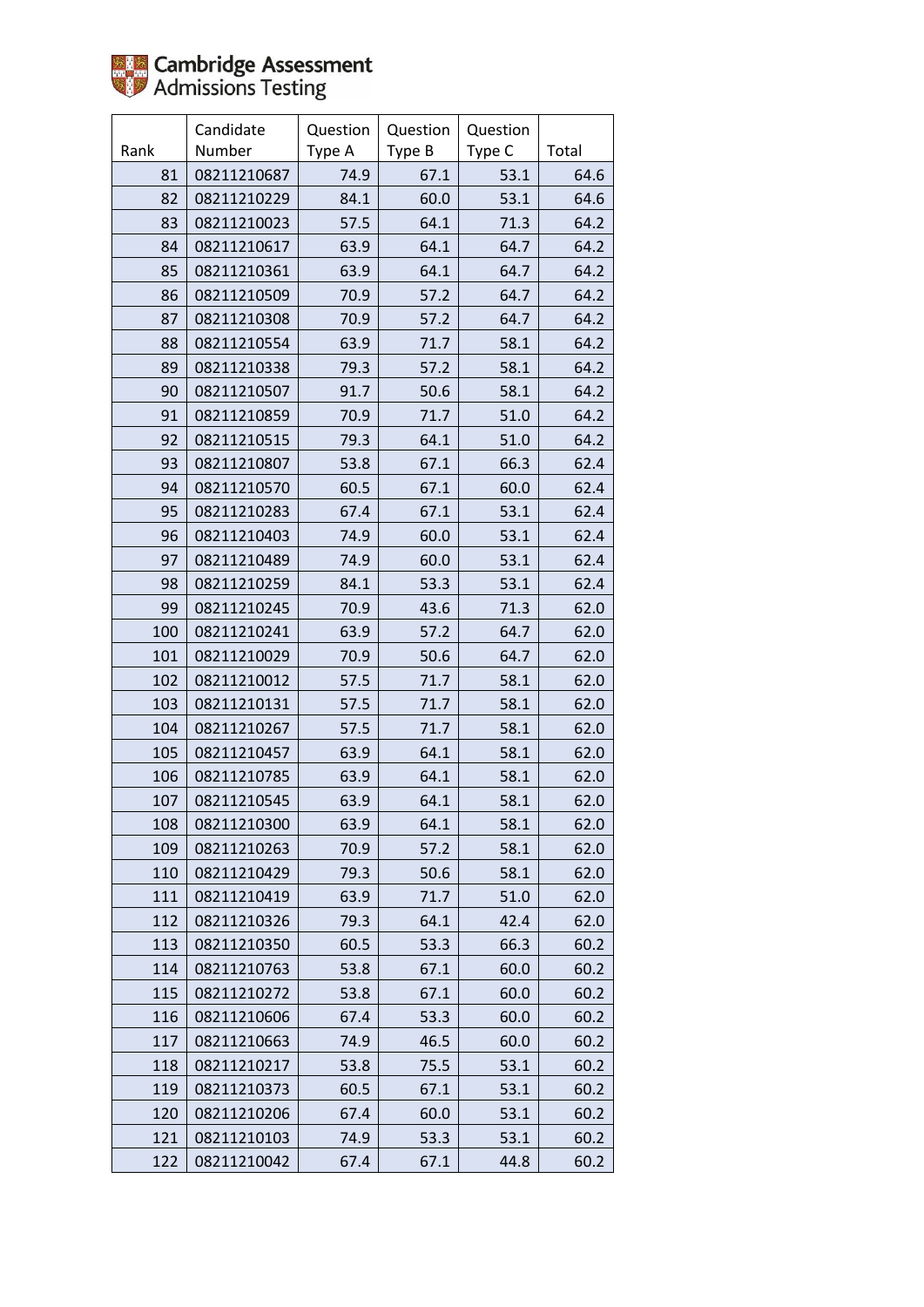| Rank | Candidate Number | Question Type A | Question Type B | Question Type C | Total |
|---|---|---|---|---|---|
| 81 | 08211210687 | 74.9 | 67.1 | 53.1 | 64.6 |
| 82 | 08211210229 | 84.1 | 60.0 | 53.1 | 64.6 |
| 83 | 08211210023 | 57.5 | 64.1 | 71.3 | 64.2 |
| 84 | 08211210617 | 63.9 | 64.1 | 64.7 | 64.2 |
| 85 | 08211210361 | 63.9 | 64.1 | 64.7 | 64.2 |
| 86 | 08211210509 | 70.9 | 57.2 | 64.7 | 64.2 |
| 87 | 08211210308 | 70.9 | 57.2 | 64.7 | 64.2 |
| 88 | 08211210554 | 63.9 | 71.7 | 58.1 | 64.2 |
| 89 | 08211210338 | 79.3 | 57.2 | 58.1 | 64.2 |
| 90 | 08211210507 | 91.7 | 50.6 | 58.1 | 64.2 |
| 91 | 08211210859 | 70.9 | 71.7 | 51.0 | 64.2 |
| 92 | 08211210515 | 79.3 | 64.1 | 51.0 | 64.2 |
| 93 | 08211210807 | 53.8 | 67.1 | 66.3 | 62.4 |
| 94 | 08211210570 | 60.5 | 67.1 | 60.0 | 62.4 |
| 95 | 08211210283 | 67.4 | 67.1 | 53.1 | 62.4 |
| 96 | 08211210403 | 74.9 | 60.0 | 53.1 | 62.4 |
| 97 | 08211210489 | 74.9 | 60.0 | 53.1 | 62.4 |
| 98 | 08211210259 | 84.1 | 53.3 | 53.1 | 62.4 |
| 99 | 08211210245 | 70.9 | 43.6 | 71.3 | 62.0 |
| 100 | 08211210241 | 63.9 | 57.2 | 64.7 | 62.0 |
| 101 | 08211210029 | 70.9 | 50.6 | 64.7 | 62.0 |
| 102 | 08211210012 | 57.5 | 71.7 | 58.1 | 62.0 |
| 103 | 08211210131 | 57.5 | 71.7 | 58.1 | 62.0 |
| 104 | 08211210267 | 57.5 | 71.7 | 58.1 | 62.0 |
| 105 | 08211210457 | 63.9 | 64.1 | 58.1 | 62.0 |
| 106 | 08211210785 | 63.9 | 64.1 | 58.1 | 62.0 |
| 107 | 08211210545 | 63.9 | 64.1 | 58.1 | 62.0 |
| 108 | 08211210300 | 63.9 | 64.1 | 58.1 | 62.0 |
| 109 | 08211210263 | 70.9 | 57.2 | 58.1 | 62.0 |
| 110 | 08211210429 | 79.3 | 50.6 | 58.1 | 62.0 |
| 111 | 08211210419 | 63.9 | 71.7 | 51.0 | 62.0 |
| 112 | 08211210326 | 79.3 | 64.1 | 42.4 | 62.0 |
| 113 | 08211210350 | 60.5 | 53.3 | 66.3 | 60.2 |
| 114 | 08211210763 | 53.8 | 67.1 | 60.0 | 60.2 |
| 115 | 08211210272 | 53.8 | 67.1 | 60.0 | 60.2 |
| 116 | 08211210606 | 67.4 | 53.3 | 60.0 | 60.2 |
| 117 | 08211210663 | 74.9 | 46.5 | 60.0 | 60.2 |
| 118 | 08211210217 | 53.8 | 75.5 | 53.1 | 60.2 |
| 119 | 08211210373 | 60.5 | 67.1 | 53.1 | 60.2 |
| 120 | 08211210206 | 67.4 | 60.0 | 53.1 | 60.2 |
| 121 | 08211210103 | 74.9 | 53.3 | 53.1 | 60.2 |
| 122 | 08211210042 | 67.4 | 67.1 | 44.8 | 60.2 |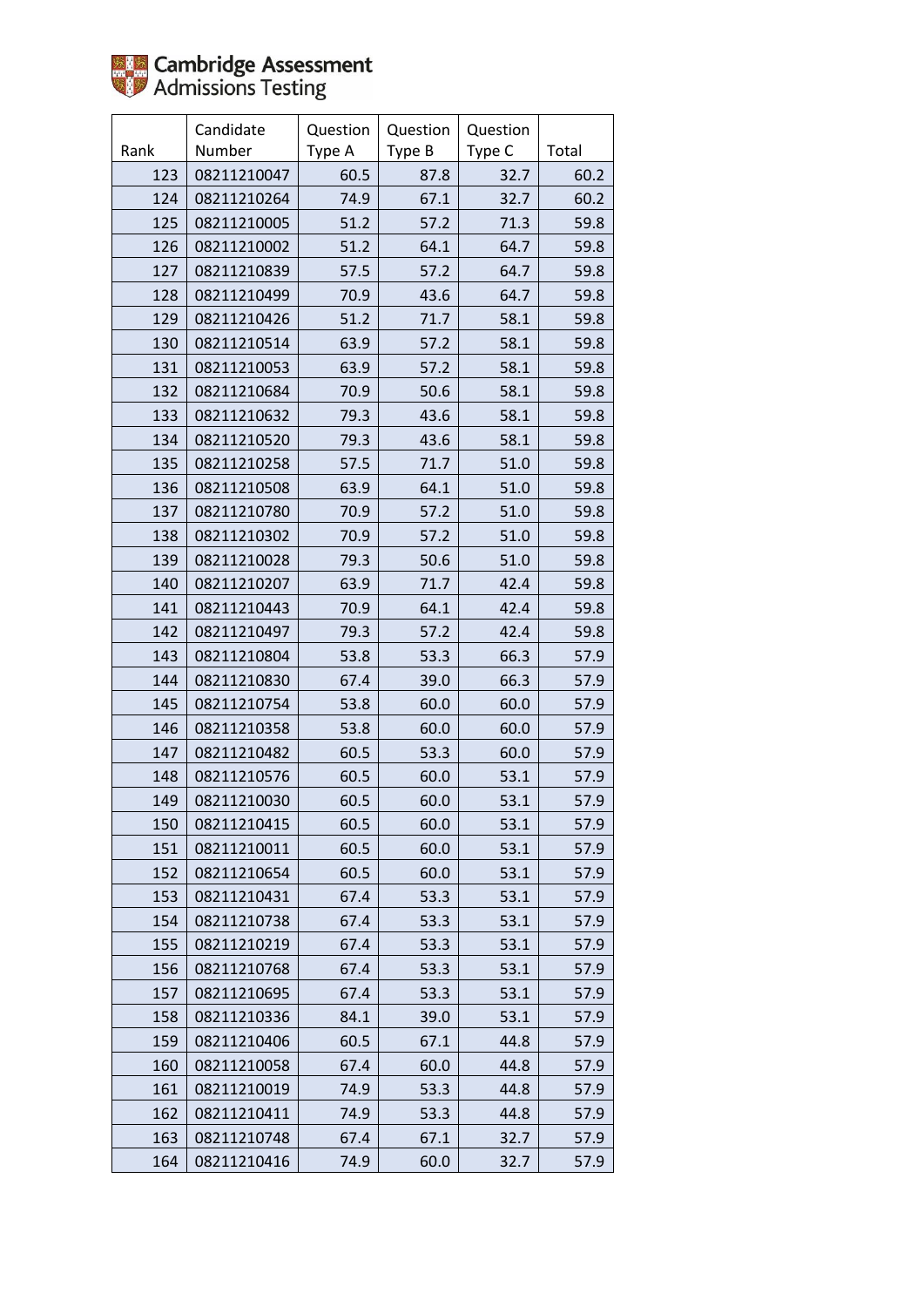| Rank | Candidate Number | Question Type A | Question Type B | Question Type C | Total |
|---|---|---|---|---|---|
| 123 | 08211210047 | 60.5 | 87.8 | 32.7 | 60.2 |
| 124 | 08211210264 | 74.9 | 67.1 | 32.7 | 60.2 |
| 125 | 08211210005 | 51.2 | 57.2 | 71.3 | 59.8 |
| 126 | 08211210002 | 51.2 | 64.1 | 64.7 | 59.8 |
| 127 | 08211210839 | 57.5 | 57.2 | 64.7 | 59.8 |
| 128 | 08211210499 | 70.9 | 43.6 | 64.7 | 59.8 |
| 129 | 08211210426 | 51.2 | 71.7 | 58.1 | 59.8 |
| 130 | 08211210514 | 63.9 | 57.2 | 58.1 | 59.8 |
| 131 | 08211210053 | 63.9 | 57.2 | 58.1 | 59.8 |
| 132 | 08211210684 | 70.9 | 50.6 | 58.1 | 59.8 |
| 133 | 08211210632 | 79.3 | 43.6 | 58.1 | 59.8 |
| 134 | 08211210520 | 79.3 | 43.6 | 58.1 | 59.8 |
| 135 | 08211210258 | 57.5 | 71.7 | 51.0 | 59.8 |
| 136 | 08211210508 | 63.9 | 64.1 | 51.0 | 59.8 |
| 137 | 08211210780 | 70.9 | 57.2 | 51.0 | 59.8 |
| 138 | 08211210302 | 70.9 | 57.2 | 51.0 | 59.8 |
| 139 | 08211210028 | 79.3 | 50.6 | 51.0 | 59.8 |
| 140 | 08211210207 | 63.9 | 71.7 | 42.4 | 59.8 |
| 141 | 08211210443 | 70.9 | 64.1 | 42.4 | 59.8 |
| 142 | 08211210497 | 79.3 | 57.2 | 42.4 | 59.8 |
| 143 | 08211210804 | 53.8 | 53.3 | 66.3 | 57.9 |
| 144 | 08211210830 | 67.4 | 39.0 | 66.3 | 57.9 |
| 145 | 08211210754 | 53.8 | 60.0 | 60.0 | 57.9 |
| 146 | 08211210358 | 53.8 | 60.0 | 60.0 | 57.9 |
| 147 | 08211210482 | 60.5 | 53.3 | 60.0 | 57.9 |
| 148 | 08211210576 | 60.5 | 60.0 | 53.1 | 57.9 |
| 149 | 08211210030 | 60.5 | 60.0 | 53.1 | 57.9 |
| 150 | 08211210415 | 60.5 | 60.0 | 53.1 | 57.9 |
| 151 | 08211210011 | 60.5 | 60.0 | 53.1 | 57.9 |
| 152 | 08211210654 | 60.5 | 60.0 | 53.1 | 57.9 |
| 153 | 08211210431 | 67.4 | 53.3 | 53.1 | 57.9 |
| 154 | 08211210738 | 67.4 | 53.3 | 53.1 | 57.9 |
| 155 | 08211210219 | 67.4 | 53.3 | 53.1 | 57.9 |
| 156 | 08211210768 | 67.4 | 53.3 | 53.1 | 57.9 |
| 157 | 08211210695 | 67.4 | 53.3 | 53.1 | 57.9 |
| 158 | 08211210336 | 84.1 | 39.0 | 53.1 | 57.9 |
| 159 | 08211210406 | 60.5 | 67.1 | 44.8 | 57.9 |
| 160 | 08211210058 | 67.4 | 60.0 | 44.8 | 57.9 |
| 161 | 08211210019 | 74.9 | 53.3 | 44.8 | 57.9 |
| 162 | 08211210411 | 74.9 | 53.3 | 44.8 | 57.9 |
| 163 | 08211210748 | 67.4 | 67.1 | 32.7 | 57.9 |
| 164 | 08211210416 | 74.9 | 60.0 | 32.7 | 57.9 |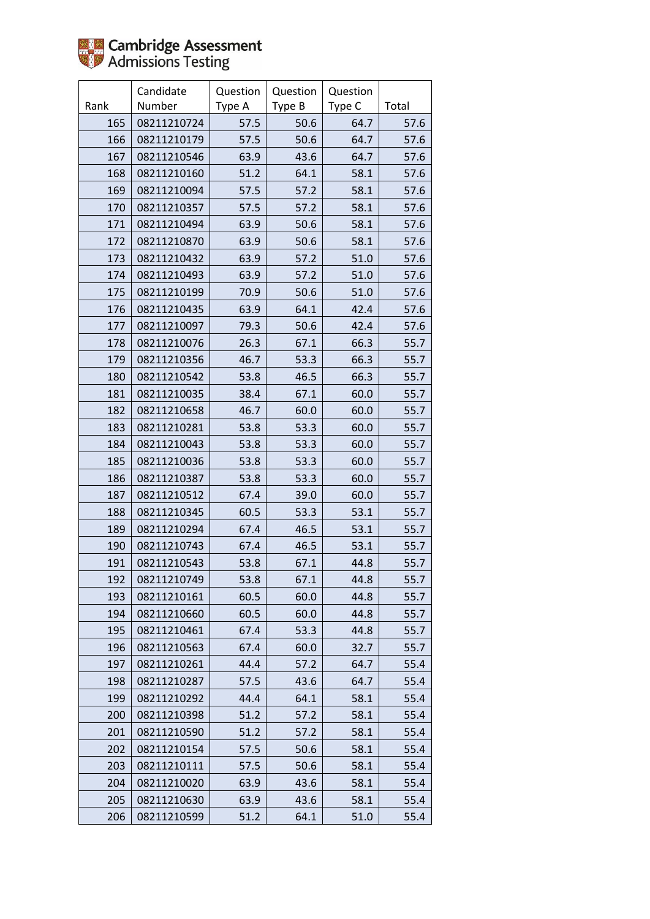| Rank | Candidate Number | Question Type A | Question Type B | Question Type C | Total |
|---|---|---|---|---|---|
| 165 | 08211210724 | 57.5 | 50.6 | 64.7 | 57.6 |
| 166 | 08211210179 | 57.5 | 50.6 | 64.7 | 57.6 |
| 167 | 08211210546 | 63.9 | 43.6 | 64.7 | 57.6 |
| 168 | 08211210160 | 51.2 | 64.1 | 58.1 | 57.6 |
| 169 | 08211210094 | 57.5 | 57.2 | 58.1 | 57.6 |
| 170 | 08211210357 | 57.5 | 57.2 | 58.1 | 57.6 |
| 171 | 08211210494 | 63.9 | 50.6 | 58.1 | 57.6 |
| 172 | 08211210870 | 63.9 | 50.6 | 58.1 | 57.6 |
| 173 | 08211210432 | 63.9 | 57.2 | 51.0 | 57.6 |
| 174 | 08211210493 | 63.9 | 57.2 | 51.0 | 57.6 |
| 175 | 08211210199 | 70.9 | 50.6 | 51.0 | 57.6 |
| 176 | 08211210435 | 63.9 | 64.1 | 42.4 | 57.6 |
| 177 | 08211210097 | 79.3 | 50.6 | 42.4 | 57.6 |
| 178 | 08211210076 | 26.3 | 67.1 | 66.3 | 55.7 |
| 179 | 08211210356 | 46.7 | 53.3 | 66.3 | 55.7 |
| 180 | 08211210542 | 53.8 | 46.5 | 66.3 | 55.7 |
| 181 | 08211210035 | 38.4 | 67.1 | 60.0 | 55.7 |
| 182 | 08211210658 | 46.7 | 60.0 | 60.0 | 55.7 |
| 183 | 08211210281 | 53.8 | 53.3 | 60.0 | 55.7 |
| 184 | 08211210043 | 53.8 | 53.3 | 60.0 | 55.7 |
| 185 | 08211210036 | 53.8 | 53.3 | 60.0 | 55.7 |
| 186 | 08211210387 | 53.8 | 53.3 | 60.0 | 55.7 |
| 187 | 08211210512 | 67.4 | 39.0 | 60.0 | 55.7 |
| 188 | 08211210345 | 60.5 | 53.3 | 53.1 | 55.7 |
| 189 | 08211210294 | 67.4 | 46.5 | 53.1 | 55.7 |
| 190 | 08211210743 | 67.4 | 46.5 | 53.1 | 55.7 |
| 191 | 08211210543 | 53.8 | 67.1 | 44.8 | 55.7 |
| 192 | 08211210749 | 53.8 | 67.1 | 44.8 | 55.7 |
| 193 | 08211210161 | 60.5 | 60.0 | 44.8 | 55.7 |
| 194 | 08211210660 | 60.5 | 60.0 | 44.8 | 55.7 |
| 195 | 08211210461 | 67.4 | 53.3 | 44.8 | 55.7 |
| 196 | 08211210563 | 67.4 | 60.0 | 32.7 | 55.7 |
| 197 | 08211210261 | 44.4 | 57.2 | 64.7 | 55.4 |
| 198 | 08211210287 | 57.5 | 43.6 | 64.7 | 55.4 |
| 199 | 08211210292 | 44.4 | 64.1 | 58.1 | 55.4 |
| 200 | 08211210398 | 51.2 | 57.2 | 58.1 | 55.4 |
| 201 | 08211210590 | 51.2 | 57.2 | 58.1 | 55.4 |
| 202 | 08211210154 | 57.5 | 50.6 | 58.1 | 55.4 |
| 203 | 08211210111 | 57.5 | 50.6 | 58.1 | 55.4 |
| 204 | 08211210020 | 63.9 | 43.6 | 58.1 | 55.4 |
| 205 | 08211210630 | 63.9 | 43.6 | 58.1 | 55.4 |
| 206 | 08211210599 | 51.2 | 64.1 | 51.0 | 55.4 |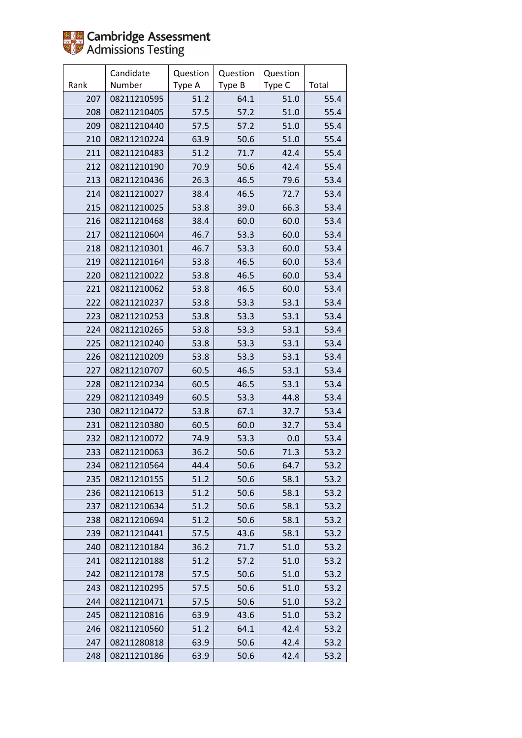| Rank | Candidate Number | Question Type A | Question Type B | Question Type C | Total |
|---|---|---|---|---|---|
| 207 | 08211210595 | 51.2 | 64.1 | 51.0 | 55.4 |
| 208 | 08211210405 | 57.5 | 57.2 | 51.0 | 55.4 |
| 209 | 08211210440 | 57.5 | 57.2 | 51.0 | 55.4 |
| 210 | 08211210224 | 63.9 | 50.6 | 51.0 | 55.4 |
| 211 | 08211210483 | 51.2 | 71.7 | 42.4 | 55.4 |
| 212 | 08211210190 | 70.9 | 50.6 | 42.4 | 55.4 |
| 213 | 08211210436 | 26.3 | 46.5 | 79.6 | 53.4 |
| 214 | 08211210027 | 38.4 | 46.5 | 72.7 | 53.4 |
| 215 | 08211210025 | 53.8 | 39.0 | 66.3 | 53.4 |
| 216 | 08211210468 | 38.4 | 60.0 | 60.0 | 53.4 |
| 217 | 08211210604 | 46.7 | 53.3 | 60.0 | 53.4 |
| 218 | 08211210301 | 46.7 | 53.3 | 60.0 | 53.4 |
| 219 | 08211210164 | 53.8 | 46.5 | 60.0 | 53.4 |
| 220 | 08211210022 | 53.8 | 46.5 | 60.0 | 53.4 |
| 221 | 08211210062 | 53.8 | 46.5 | 60.0 | 53.4 |
| 222 | 08211210237 | 53.8 | 53.3 | 53.1 | 53.4 |
| 223 | 08211210253 | 53.8 | 53.3 | 53.1 | 53.4 |
| 224 | 08211210265 | 53.8 | 53.3 | 53.1 | 53.4 |
| 225 | 08211210240 | 53.8 | 53.3 | 53.1 | 53.4 |
| 226 | 08211210209 | 53.8 | 53.3 | 53.1 | 53.4 |
| 227 | 08211210707 | 60.5 | 46.5 | 53.1 | 53.4 |
| 228 | 08211210234 | 60.5 | 46.5 | 53.1 | 53.4 |
| 229 | 08211210349 | 60.5 | 53.3 | 44.8 | 53.4 |
| 230 | 08211210472 | 53.8 | 67.1 | 32.7 | 53.4 |
| 231 | 08211210380 | 60.5 | 60.0 | 32.7 | 53.4 |
| 232 | 08211210072 | 74.9 | 53.3 | 0.0 | 53.4 |
| 233 | 08211210063 | 36.2 | 50.6 | 71.3 | 53.2 |
| 234 | 08211210564 | 44.4 | 50.6 | 64.7 | 53.2 |
| 235 | 08211210155 | 51.2 | 50.6 | 58.1 | 53.2 |
| 236 | 08211210613 | 51.2 | 50.6 | 58.1 | 53.2 |
| 237 | 08211210634 | 51.2 | 50.6 | 58.1 | 53.2 |
| 238 | 08211210694 | 51.2 | 50.6 | 58.1 | 53.2 |
| 239 | 08211210441 | 57.5 | 43.6 | 58.1 | 53.2 |
| 240 | 08211210184 | 36.2 | 71.7 | 51.0 | 53.2 |
| 241 | 08211210188 | 51.2 | 57.2 | 51.0 | 53.2 |
| 242 | 08211210178 | 57.5 | 50.6 | 51.0 | 53.2 |
| 243 | 08211210295 | 57.5 | 50.6 | 51.0 | 53.2 |
| 244 | 08211210471 | 57.5 | 50.6 | 51.0 | 53.2 |
| 245 | 08211210816 | 63.9 | 43.6 | 51.0 | 53.2 |
| 246 | 08211210560 | 51.2 | 64.1 | 42.4 | 53.2 |
| 247 | 08211280818 | 63.9 | 50.6 | 42.4 | 53.2 |
| 248 | 08211210186 | 63.9 | 50.6 | 42.4 | 53.2 |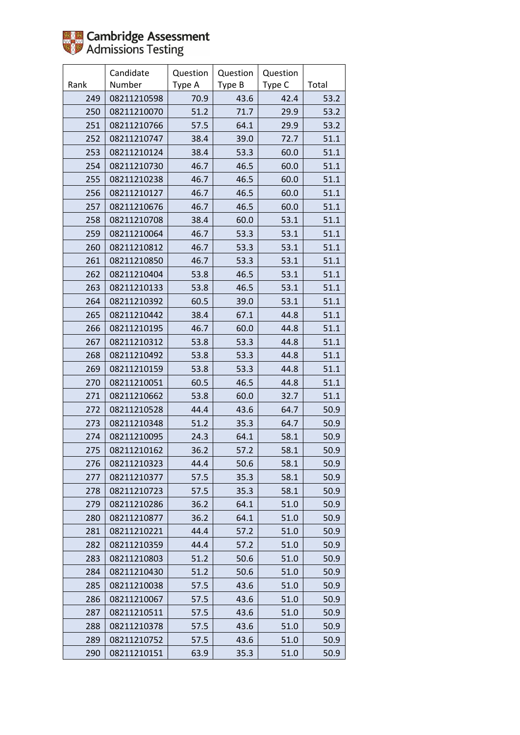| Rank | Candidate Number | Question Type A | Question Type B | Question Type C | Total |
|---|---|---|---|---|---|
| 249 | 08211210598 | 70.9 | 43.6 | 42.4 | 53.2 |
| 250 | 08211210070 | 51.2 | 71.7 | 29.9 | 53.2 |
| 251 | 08211210766 | 57.5 | 64.1 | 29.9 | 53.2 |
| 252 | 08211210747 | 38.4 | 39.0 | 72.7 | 51.1 |
| 253 | 08211210124 | 38.4 | 53.3 | 60.0 | 51.1 |
| 254 | 08211210730 | 46.7 | 46.5 | 60.0 | 51.1 |
| 255 | 08211210238 | 46.7 | 46.5 | 60.0 | 51.1 |
| 256 | 08211210127 | 46.7 | 46.5 | 60.0 | 51.1 |
| 257 | 08211210676 | 46.7 | 46.5 | 60.0 | 51.1 |
| 258 | 08211210708 | 38.4 | 60.0 | 53.1 | 51.1 |
| 259 | 08211210064 | 46.7 | 53.3 | 53.1 | 51.1 |
| 260 | 08211210812 | 46.7 | 53.3 | 53.1 | 51.1 |
| 261 | 08211210850 | 46.7 | 53.3 | 53.1 | 51.1 |
| 262 | 08211210404 | 53.8 | 46.5 | 53.1 | 51.1 |
| 263 | 08211210133 | 53.8 | 46.5 | 53.1 | 51.1 |
| 264 | 08211210392 | 60.5 | 39.0 | 53.1 | 51.1 |
| 265 | 08211210442 | 38.4 | 67.1 | 44.8 | 51.1 |
| 266 | 08211210195 | 46.7 | 60.0 | 44.8 | 51.1 |
| 267 | 08211210312 | 53.8 | 53.3 | 44.8 | 51.1 |
| 268 | 08211210492 | 53.8 | 53.3 | 44.8 | 51.1 |
| 269 | 08211210159 | 53.8 | 53.3 | 44.8 | 51.1 |
| 270 | 08211210051 | 60.5 | 46.5 | 44.8 | 51.1 |
| 271 | 08211210662 | 53.8 | 60.0 | 32.7 | 51.1 |
| 272 | 08211210528 | 44.4 | 43.6 | 64.7 | 50.9 |
| 273 | 08211210348 | 51.2 | 35.3 | 64.7 | 50.9 |
| 274 | 08211210095 | 24.3 | 64.1 | 58.1 | 50.9 |
| 275 | 08211210162 | 36.2 | 57.2 | 58.1 | 50.9 |
| 276 | 08211210323 | 44.4 | 50.6 | 58.1 | 50.9 |
| 277 | 08211210377 | 57.5 | 35.3 | 58.1 | 50.9 |
| 278 | 08211210723 | 57.5 | 35.3 | 58.1 | 50.9 |
| 279 | 08211210286 | 36.2 | 64.1 | 51.0 | 50.9 |
| 280 | 08211210877 | 36.2 | 64.1 | 51.0 | 50.9 |
| 281 | 08211210221 | 44.4 | 57.2 | 51.0 | 50.9 |
| 282 | 08211210359 | 44.4 | 57.2 | 51.0 | 50.9 |
| 283 | 08211210803 | 51.2 | 50.6 | 51.0 | 50.9 |
| 284 | 08211210430 | 51.2 | 50.6 | 51.0 | 50.9 |
| 285 | 08211210038 | 57.5 | 43.6 | 51.0 | 50.9 |
| 286 | 08211210067 | 57.5 | 43.6 | 51.0 | 50.9 |
| 287 | 08211210511 | 57.5 | 43.6 | 51.0 | 50.9 |
| 288 | 08211210378 | 57.5 | 43.6 | 51.0 | 50.9 |
| 289 | 08211210752 | 57.5 | 43.6 | 51.0 | 50.9 |
| 290 | 08211210151 | 63.9 | 35.3 | 51.0 | 50.9 |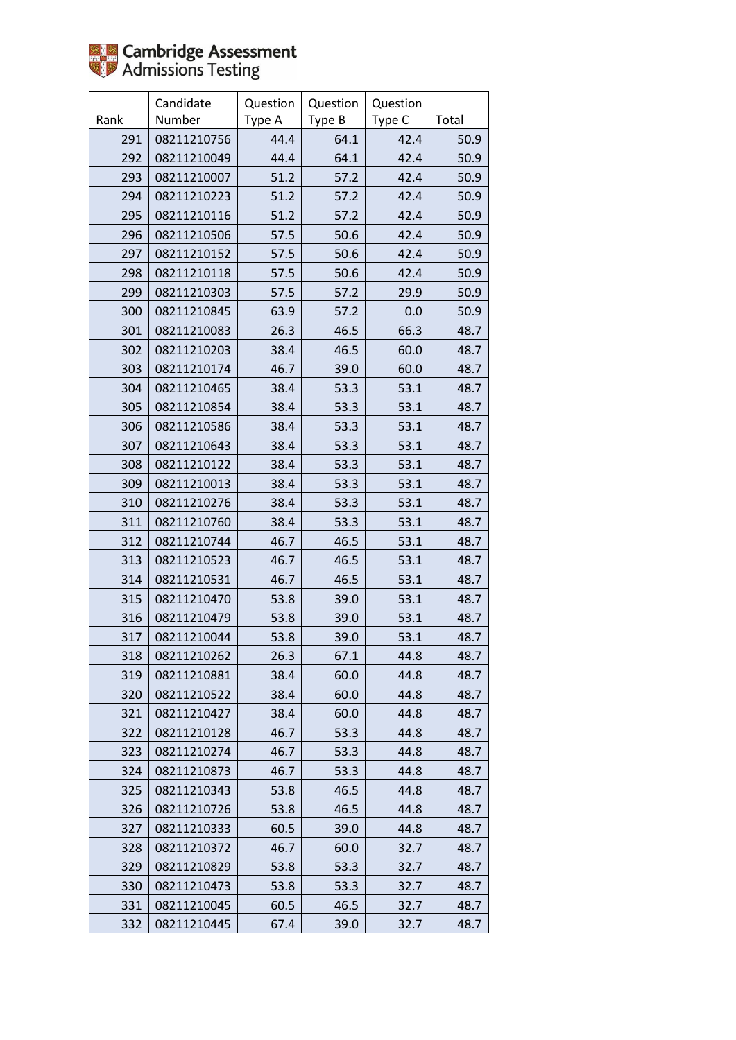| Rank | Candidate Number | Question Type A | Question Type B | Question Type C | Total |
|---|---|---|---|---|---|
| 291 | 08211210756 | 44.4 | 64.1 | 42.4 | 50.9 |
| 292 | 08211210049 | 44.4 | 64.1 | 42.4 | 50.9 |
| 293 | 08211210007 | 51.2 | 57.2 | 42.4 | 50.9 |
| 294 | 08211210223 | 51.2 | 57.2 | 42.4 | 50.9 |
| 295 | 08211210116 | 51.2 | 57.2 | 42.4 | 50.9 |
| 296 | 08211210506 | 57.5 | 50.6 | 42.4 | 50.9 |
| 297 | 08211210152 | 57.5 | 50.6 | 42.4 | 50.9 |
| 298 | 08211210118 | 57.5 | 50.6 | 42.4 | 50.9 |
| 299 | 08211210303 | 57.5 | 57.2 | 29.9 | 50.9 |
| 300 | 08211210845 | 63.9 | 57.2 | 0.0 | 50.9 |
| 301 | 08211210083 | 26.3 | 46.5 | 66.3 | 48.7 |
| 302 | 08211210203 | 38.4 | 46.5 | 60.0 | 48.7 |
| 303 | 08211210174 | 46.7 | 39.0 | 60.0 | 48.7 |
| 304 | 08211210465 | 38.4 | 53.3 | 53.1 | 48.7 |
| 305 | 08211210854 | 38.4 | 53.3 | 53.1 | 48.7 |
| 306 | 08211210586 | 38.4 | 53.3 | 53.1 | 48.7 |
| 307 | 08211210643 | 38.4 | 53.3 | 53.1 | 48.7 |
| 308 | 08211210122 | 38.4 | 53.3 | 53.1 | 48.7 |
| 309 | 08211210013 | 38.4 | 53.3 | 53.1 | 48.7 |
| 310 | 08211210276 | 38.4 | 53.3 | 53.1 | 48.7 |
| 311 | 08211210760 | 38.4 | 53.3 | 53.1 | 48.7 |
| 312 | 08211210744 | 46.7 | 46.5 | 53.1 | 48.7 |
| 313 | 08211210523 | 46.7 | 46.5 | 53.1 | 48.7 |
| 314 | 08211210531 | 46.7 | 46.5 | 53.1 | 48.7 |
| 315 | 08211210470 | 53.8 | 39.0 | 53.1 | 48.7 |
| 316 | 08211210479 | 53.8 | 39.0 | 53.1 | 48.7 |
| 317 | 08211210044 | 53.8 | 39.0 | 53.1 | 48.7 |
| 318 | 08211210262 | 26.3 | 67.1 | 44.8 | 48.7 |
| 319 | 08211210881 | 38.4 | 60.0 | 44.8 | 48.7 |
| 320 | 08211210522 | 38.4 | 60.0 | 44.8 | 48.7 |
| 321 | 08211210427 | 38.4 | 60.0 | 44.8 | 48.7 |
| 322 | 08211210128 | 46.7 | 53.3 | 44.8 | 48.7 |
| 323 | 08211210274 | 46.7 | 53.3 | 44.8 | 48.7 |
| 324 | 08211210873 | 46.7 | 53.3 | 44.8 | 48.7 |
| 325 | 08211210343 | 53.8 | 46.5 | 44.8 | 48.7 |
| 326 | 08211210726 | 53.8 | 46.5 | 44.8 | 48.7 |
| 327 | 08211210333 | 60.5 | 39.0 | 44.8 | 48.7 |
| 328 | 08211210372 | 46.7 | 60.0 | 32.7 | 48.7 |
| 329 | 08211210829 | 53.8 | 53.3 | 32.7 | 48.7 |
| 330 | 08211210473 | 53.8 | 53.3 | 32.7 | 48.7 |
| 331 | 08211210045 | 60.5 | 46.5 | 32.7 | 48.7 |
| 332 | 08211210445 | 67.4 | 39.0 | 32.7 | 48.7 |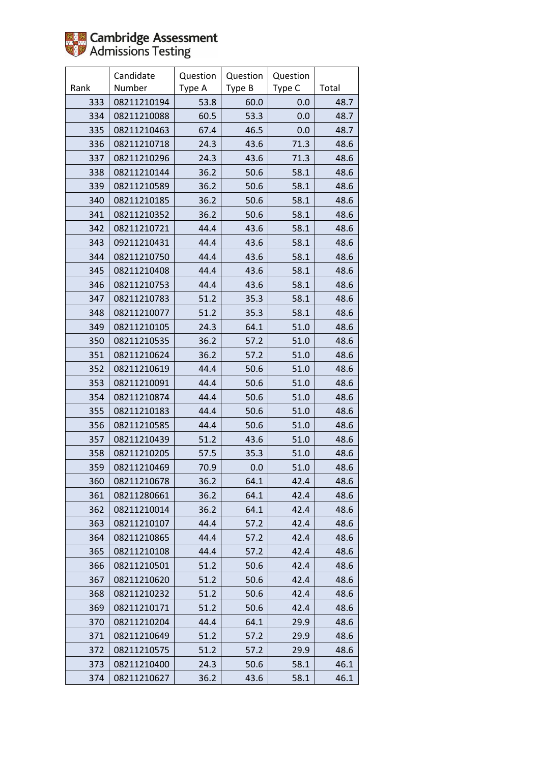| Rank | Candidate Number | Question Type A | Question Type B | Question Type C | Total |
|---|---|---|---|---|---|
| 333 | 08211210194 | 53.8 | 60.0 | 0.0 | 48.7 |
| 334 | 08211210088 | 60.5 | 53.3 | 0.0 | 48.7 |
| 335 | 08211210463 | 67.4 | 46.5 | 0.0 | 48.7 |
| 336 | 08211210718 | 24.3 | 43.6 | 71.3 | 48.6 |
| 337 | 08211210296 | 24.3 | 43.6 | 71.3 | 48.6 |
| 338 | 08211210144 | 36.2 | 50.6 | 58.1 | 48.6 |
| 339 | 08211210589 | 36.2 | 50.6 | 58.1 | 48.6 |
| 340 | 08211210185 | 36.2 | 50.6 | 58.1 | 48.6 |
| 341 | 08211210352 | 36.2 | 50.6 | 58.1 | 48.6 |
| 342 | 08211210721 | 44.4 | 43.6 | 58.1 | 48.6 |
| 343 | 09211210431 | 44.4 | 43.6 | 58.1 | 48.6 |
| 344 | 08211210750 | 44.4 | 43.6 | 58.1 | 48.6 |
| 345 | 08211210408 | 44.4 | 43.6 | 58.1 | 48.6 |
| 346 | 08211210753 | 44.4 | 43.6 | 58.1 | 48.6 |
| 347 | 08211210783 | 51.2 | 35.3 | 58.1 | 48.6 |
| 348 | 08211210077 | 51.2 | 35.3 | 58.1 | 48.6 |
| 349 | 08211210105 | 24.3 | 64.1 | 51.0 | 48.6 |
| 350 | 08211210535 | 36.2 | 57.2 | 51.0 | 48.6 |
| 351 | 08211210624 | 36.2 | 57.2 | 51.0 | 48.6 |
| 352 | 08211210619 | 44.4 | 50.6 | 51.0 | 48.6 |
| 353 | 08211210091 | 44.4 | 50.6 | 51.0 | 48.6 |
| 354 | 08211210874 | 44.4 | 50.6 | 51.0 | 48.6 |
| 355 | 08211210183 | 44.4 | 50.6 | 51.0 | 48.6 |
| 356 | 08211210585 | 44.4 | 50.6 | 51.0 | 48.6 |
| 357 | 08211210439 | 51.2 | 43.6 | 51.0 | 48.6 |
| 358 | 08211210205 | 57.5 | 35.3 | 51.0 | 48.6 |
| 359 | 08211210469 | 70.9 | 0.0 | 51.0 | 48.6 |
| 360 | 08211210678 | 36.2 | 64.1 | 42.4 | 48.6 |
| 361 | 08211280661 | 36.2 | 64.1 | 42.4 | 48.6 |
| 362 | 08211210014 | 36.2 | 64.1 | 42.4 | 48.6 |
| 363 | 08211210107 | 44.4 | 57.2 | 42.4 | 48.6 |
| 364 | 08211210865 | 44.4 | 57.2 | 42.4 | 48.6 |
| 365 | 08211210108 | 44.4 | 57.2 | 42.4 | 48.6 |
| 366 | 08211210501 | 51.2 | 50.6 | 42.4 | 48.6 |
| 367 | 08211210620 | 51.2 | 50.6 | 42.4 | 48.6 |
| 368 | 08211210232 | 51.2 | 50.6 | 42.4 | 48.6 |
| 369 | 08211210171 | 51.2 | 50.6 | 42.4 | 48.6 |
| 370 | 08211210204 | 44.4 | 64.1 | 29.9 | 48.6 |
| 371 | 08211210649 | 51.2 | 57.2 | 29.9 | 48.6 |
| 372 | 08211210575 | 51.2 | 57.2 | 29.9 | 48.6 |
| 373 | 08211210400 | 24.3 | 50.6 | 58.1 | 46.1 |
| 374 | 08211210627 | 36.2 | 43.6 | 58.1 | 46.1 |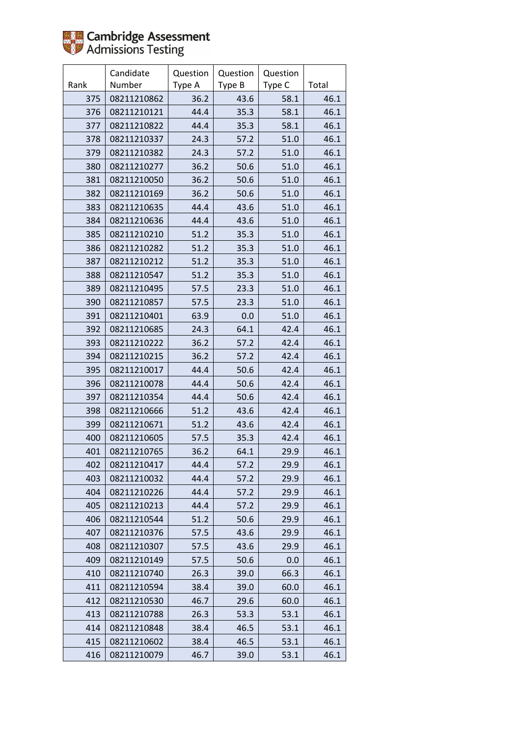| Rank | Candidate Number | Question Type A | Question Type B | Question Type C | Total |
|---|---|---|---|---|---|
| 375 | 08211210862 | 36.2 | 43.6 | 58.1 | 46.1 |
| 376 | 08211210121 | 44.4 | 35.3 | 58.1 | 46.1 |
| 377 | 08211210822 | 44.4 | 35.3 | 58.1 | 46.1 |
| 378 | 08211210337 | 24.3 | 57.2 | 51.0 | 46.1 |
| 379 | 08211210382 | 24.3 | 57.2 | 51.0 | 46.1 |
| 380 | 08211210277 | 36.2 | 50.6 | 51.0 | 46.1 |
| 381 | 08211210050 | 36.2 | 50.6 | 51.0 | 46.1 |
| 382 | 08211210169 | 36.2 | 50.6 | 51.0 | 46.1 |
| 383 | 08211210635 | 44.4 | 43.6 | 51.0 | 46.1 |
| 384 | 08211210636 | 44.4 | 43.6 | 51.0 | 46.1 |
| 385 | 08211210210 | 51.2 | 35.3 | 51.0 | 46.1 |
| 386 | 08211210282 | 51.2 | 35.3 | 51.0 | 46.1 |
| 387 | 08211210212 | 51.2 | 35.3 | 51.0 | 46.1 |
| 388 | 08211210547 | 51.2 | 35.3 | 51.0 | 46.1 |
| 389 | 08211210495 | 57.5 | 23.3 | 51.0 | 46.1 |
| 390 | 08211210857 | 57.5 | 23.3 | 51.0 | 46.1 |
| 391 | 08211210401 | 63.9 | 0.0 | 51.0 | 46.1 |
| 392 | 08211210685 | 24.3 | 64.1 | 42.4 | 46.1 |
| 393 | 08211210222 | 36.2 | 57.2 | 42.4 | 46.1 |
| 394 | 08211210215 | 36.2 | 57.2 | 42.4 | 46.1 |
| 395 | 08211210017 | 44.4 | 50.6 | 42.4 | 46.1 |
| 396 | 08211210078 | 44.4 | 50.6 | 42.4 | 46.1 |
| 397 | 08211210354 | 44.4 | 50.6 | 42.4 | 46.1 |
| 398 | 08211210666 | 51.2 | 43.6 | 42.4 | 46.1 |
| 399 | 08211210671 | 51.2 | 43.6 | 42.4 | 46.1 |
| 400 | 08211210605 | 57.5 | 35.3 | 42.4 | 46.1 |
| 401 | 08211210765 | 36.2 | 64.1 | 29.9 | 46.1 |
| 402 | 08211210417 | 44.4 | 57.2 | 29.9 | 46.1 |
| 403 | 08211210032 | 44.4 | 57.2 | 29.9 | 46.1 |
| 404 | 08211210226 | 44.4 | 57.2 | 29.9 | 46.1 |
| 405 | 08211210213 | 44.4 | 57.2 | 29.9 | 46.1 |
| 406 | 08211210544 | 51.2 | 50.6 | 29.9 | 46.1 |
| 407 | 08211210376 | 57.5 | 43.6 | 29.9 | 46.1 |
| 408 | 08211210307 | 57.5 | 43.6 | 29.9 | 46.1 |
| 409 | 08211210149 | 57.5 | 50.6 | 0.0 | 46.1 |
| 410 | 08211210740 | 26.3 | 39.0 | 66.3 | 46.1 |
| 411 | 08211210594 | 38.4 | 39.0 | 60.0 | 46.1 |
| 412 | 08211210530 | 46.7 | 29.6 | 60.0 | 46.1 |
| 413 | 08211210788 | 26.3 | 53.3 | 53.1 | 46.1 |
| 414 | 08211210848 | 38.4 | 46.5 | 53.1 | 46.1 |
| 415 | 08211210602 | 38.4 | 46.5 | 53.1 | 46.1 |
| 416 | 08211210079 | 46.7 | 39.0 | 53.1 | 46.1 |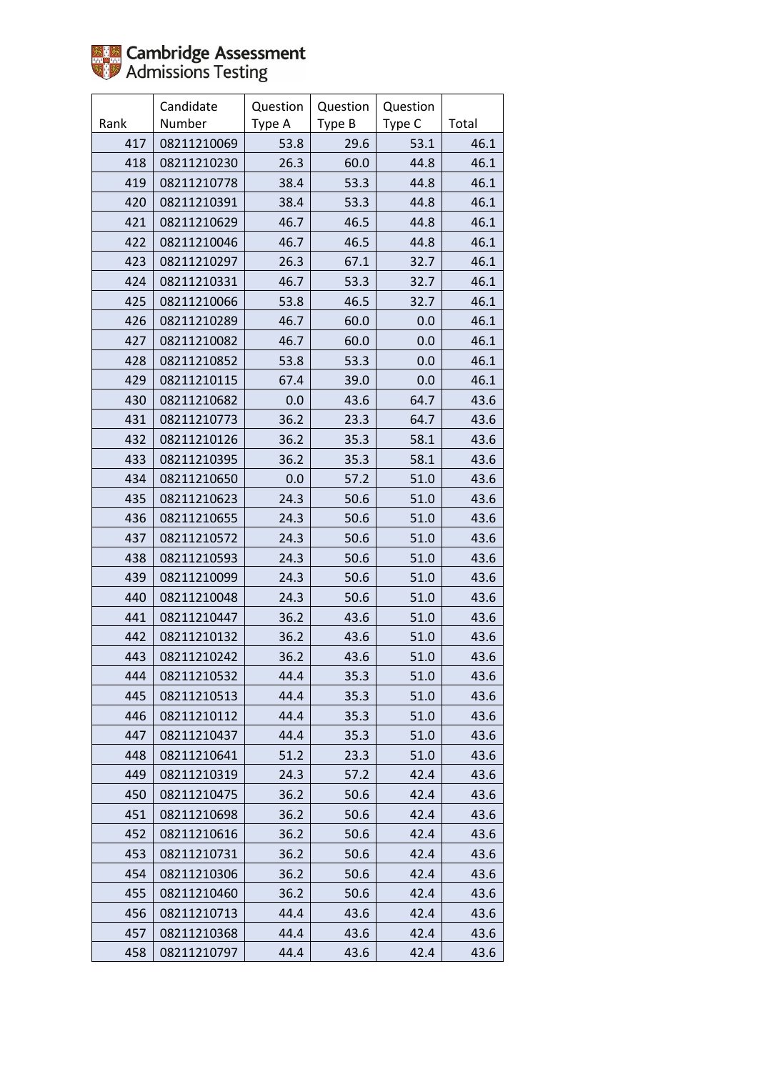| Rank | Candidate Number | Question Type A | Question Type B | Question Type C | Total |
|---|---|---|---|---|---|
| 417 | 08211210069 | 53.8 | 29.6 | 53.1 | 46.1 |
| 418 | 08211210230 | 26.3 | 60.0 | 44.8 | 46.1 |
| 419 | 08211210778 | 38.4 | 53.3 | 44.8 | 46.1 |
| 420 | 08211210391 | 38.4 | 53.3 | 44.8 | 46.1 |
| 421 | 08211210629 | 46.7 | 46.5 | 44.8 | 46.1 |
| 422 | 08211210046 | 46.7 | 46.5 | 44.8 | 46.1 |
| 423 | 08211210297 | 26.3 | 67.1 | 32.7 | 46.1 |
| 424 | 08211210331 | 46.7 | 53.3 | 32.7 | 46.1 |
| 425 | 08211210066 | 53.8 | 46.5 | 32.7 | 46.1 |
| 426 | 08211210289 | 46.7 | 60.0 | 0.0 | 46.1 |
| 427 | 08211210082 | 46.7 | 60.0 | 0.0 | 46.1 |
| 428 | 08211210852 | 53.8 | 53.3 | 0.0 | 46.1 |
| 429 | 08211210115 | 67.4 | 39.0 | 0.0 | 46.1 |
| 430 | 08211210682 | 0.0 | 43.6 | 64.7 | 43.6 |
| 431 | 08211210773 | 36.2 | 23.3 | 64.7 | 43.6 |
| 432 | 08211210126 | 36.2 | 35.3 | 58.1 | 43.6 |
| 433 | 08211210395 | 36.2 | 35.3 | 58.1 | 43.6 |
| 434 | 08211210650 | 0.0 | 57.2 | 51.0 | 43.6 |
| 435 | 08211210623 | 24.3 | 50.6 | 51.0 | 43.6 |
| 436 | 08211210655 | 24.3 | 50.6 | 51.0 | 43.6 |
| 437 | 08211210572 | 24.3 | 50.6 | 51.0 | 43.6 |
| 438 | 08211210593 | 24.3 | 50.6 | 51.0 | 43.6 |
| 439 | 08211210099 | 24.3 | 50.6 | 51.0 | 43.6 |
| 440 | 08211210048 | 24.3 | 50.6 | 51.0 | 43.6 |
| 441 | 08211210447 | 36.2 | 43.6 | 51.0 | 43.6 |
| 442 | 08211210132 | 36.2 | 43.6 | 51.0 | 43.6 |
| 443 | 08211210242 | 36.2 | 43.6 | 51.0 | 43.6 |
| 444 | 08211210532 | 44.4 | 35.3 | 51.0 | 43.6 |
| 445 | 08211210513 | 44.4 | 35.3 | 51.0 | 43.6 |
| 446 | 08211210112 | 44.4 | 35.3 | 51.0 | 43.6 |
| 447 | 08211210437 | 44.4 | 35.3 | 51.0 | 43.6 |
| 448 | 08211210641 | 51.2 | 23.3 | 51.0 | 43.6 |
| 449 | 08211210319 | 24.3 | 57.2 | 42.4 | 43.6 |
| 450 | 08211210475 | 36.2 | 50.6 | 42.4 | 43.6 |
| 451 | 08211210698 | 36.2 | 50.6 | 42.4 | 43.6 |
| 452 | 08211210616 | 36.2 | 50.6 | 42.4 | 43.6 |
| 453 | 08211210731 | 36.2 | 50.6 | 42.4 | 43.6 |
| 454 | 08211210306 | 36.2 | 50.6 | 42.4 | 43.6 |
| 455 | 08211210460 | 36.2 | 50.6 | 42.4 | 43.6 |
| 456 | 08211210713 | 44.4 | 43.6 | 42.4 | 43.6 |
| 457 | 08211210368 | 44.4 | 43.6 | 42.4 | 43.6 |
| 458 | 08211210797 | 44.4 | 43.6 | 42.4 | 43.6 |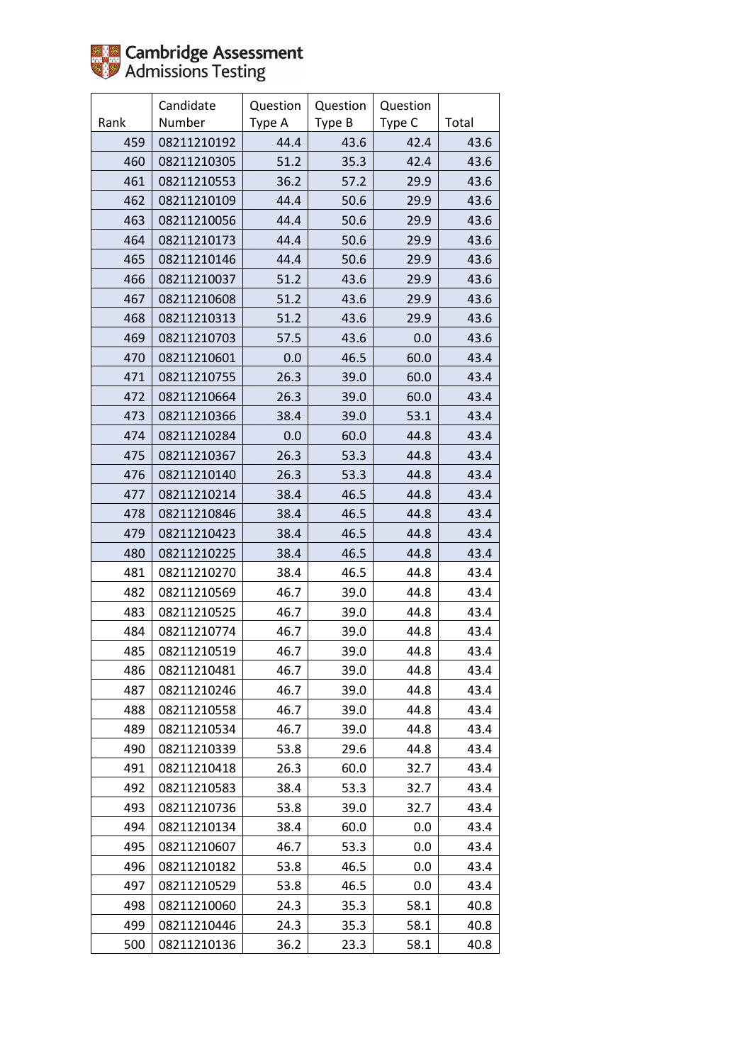| Rank | Candidate Number | Question Type A | Question Type B | Question Type C | Total |
|---|---|---|---|---|---|
| 459 | 08211210192 | 44.4 | 43.6 | 42.4 | 43.6 |
| 460 | 08211210305 | 51.2 | 35.3 | 42.4 | 43.6 |
| 461 | 08211210553 | 36.2 | 57.2 | 29.9 | 43.6 |
| 462 | 08211210109 | 44.4 | 50.6 | 29.9 | 43.6 |
| 463 | 08211210056 | 44.4 | 50.6 | 29.9 | 43.6 |
| 464 | 08211210173 | 44.4 | 50.6 | 29.9 | 43.6 |
| 465 | 08211210146 | 44.4 | 50.6 | 29.9 | 43.6 |
| 466 | 08211210037 | 51.2 | 43.6 | 29.9 | 43.6 |
| 467 | 08211210608 | 51.2 | 43.6 | 29.9 | 43.6 |
| 468 | 08211210313 | 51.2 | 43.6 | 29.9 | 43.6 |
| 469 | 08211210703 | 57.5 | 43.6 | 0.0 | 43.6 |
| 470 | 08211210601 | 0.0 | 46.5 | 60.0 | 43.4 |
| 471 | 08211210755 | 26.3 | 39.0 | 60.0 | 43.4 |
| 472 | 08211210664 | 26.3 | 39.0 | 60.0 | 43.4 |
| 473 | 08211210366 | 38.4 | 39.0 | 53.1 | 43.4 |
| 474 | 08211210284 | 0.0 | 60.0 | 44.8 | 43.4 |
| 475 | 08211210367 | 26.3 | 53.3 | 44.8 | 43.4 |
| 476 | 08211210140 | 26.3 | 53.3 | 44.8 | 43.4 |
| 477 | 08211210214 | 38.4 | 46.5 | 44.8 | 43.4 |
| 478 | 08211210846 | 38.4 | 46.5 | 44.8 | 43.4 |
| 479 | 08211210423 | 38.4 | 46.5 | 44.8 | 43.4 |
| 480 | 08211210225 | 38.4 | 46.5 | 44.8 | 43.4 |
| 481 | 08211210270 | 38.4 | 46.5 | 44.8 | 43.4 |
| 482 | 08211210569 | 46.7 | 39.0 | 44.8 | 43.4 |
| 483 | 08211210525 | 46.7 | 39.0 | 44.8 | 43.4 |
| 484 | 08211210774 | 46.7 | 39.0 | 44.8 | 43.4 |
| 485 | 08211210519 | 46.7 | 39.0 | 44.8 | 43.4 |
| 486 | 08211210481 | 46.7 | 39.0 | 44.8 | 43.4 |
| 487 | 08211210246 | 46.7 | 39.0 | 44.8 | 43.4 |
| 488 | 08211210558 | 46.7 | 39.0 | 44.8 | 43.4 |
| 489 | 08211210534 | 46.7 | 39.0 | 44.8 | 43.4 |
| 490 | 08211210339 | 53.8 | 29.6 | 44.8 | 43.4 |
| 491 | 08211210418 | 26.3 | 60.0 | 32.7 | 43.4 |
| 492 | 08211210583 | 38.4 | 53.3 | 32.7 | 43.4 |
| 493 | 08211210736 | 53.8 | 39.0 | 32.7 | 43.4 |
| 494 | 08211210134 | 38.4 | 60.0 | 0.0 | 43.4 |
| 495 | 08211210607 | 46.7 | 53.3 | 0.0 | 43.4 |
| 496 | 08211210182 | 53.8 | 46.5 | 0.0 | 43.4 |
| 497 | 08211210529 | 53.8 | 46.5 | 0.0 | 43.4 |
| 498 | 08211210060 | 24.3 | 35.3 | 58.1 | 40.8 |
| 499 | 08211210446 | 24.3 | 35.3 | 58.1 | 40.8 |
| 500 | 08211210136 | 36.2 | 23.3 | 58.1 | 40.8 |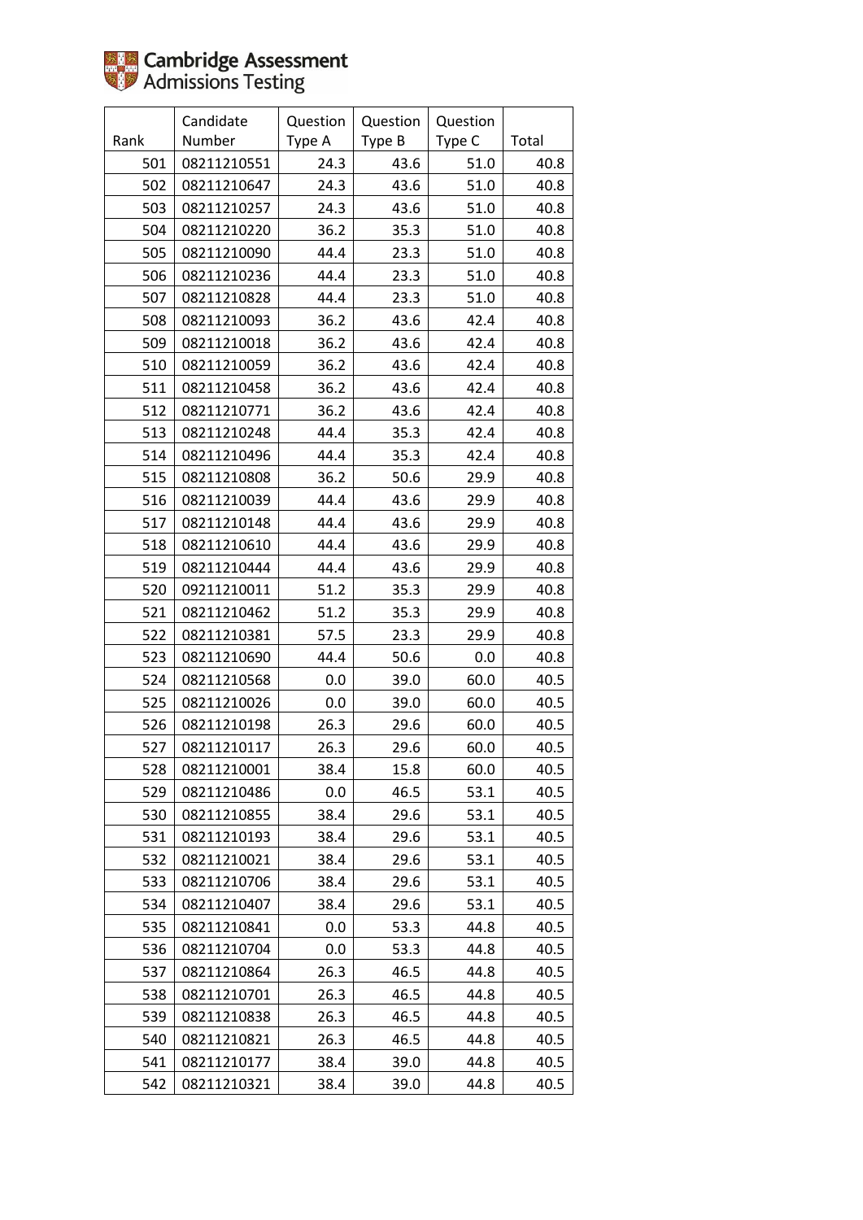| Rank | Candidate Number | Question Type A | Question Type B | Question Type C | Total |
|---|---|---|---|---|---|
| 501 | 08211210551 | 24.3 | 43.6 | 51.0 | 40.8 |
| 502 | 08211210647 | 24.3 | 43.6 | 51.0 | 40.8 |
| 503 | 08211210257 | 24.3 | 43.6 | 51.0 | 40.8 |
| 504 | 08211210220 | 36.2 | 35.3 | 51.0 | 40.8 |
| 505 | 08211210090 | 44.4 | 23.3 | 51.0 | 40.8 |
| 506 | 08211210236 | 44.4 | 23.3 | 51.0 | 40.8 |
| 507 | 08211210828 | 44.4 | 23.3 | 51.0 | 40.8 |
| 508 | 08211210093 | 36.2 | 43.6 | 42.4 | 40.8 |
| 509 | 08211210018 | 36.2 | 43.6 | 42.4 | 40.8 |
| 510 | 08211210059 | 36.2 | 43.6 | 42.4 | 40.8 |
| 511 | 08211210458 | 36.2 | 43.6 | 42.4 | 40.8 |
| 512 | 08211210771 | 36.2 | 43.6 | 42.4 | 40.8 |
| 513 | 08211210248 | 44.4 | 35.3 | 42.4 | 40.8 |
| 514 | 08211210496 | 44.4 | 35.3 | 42.4 | 40.8 |
| 515 | 08211210808 | 36.2 | 50.6 | 29.9 | 40.8 |
| 516 | 08211210039 | 44.4 | 43.6 | 29.9 | 40.8 |
| 517 | 08211210148 | 44.4 | 43.6 | 29.9 | 40.8 |
| 518 | 08211210610 | 44.4 | 43.6 | 29.9 | 40.8 |
| 519 | 08211210444 | 44.4 | 43.6 | 29.9 | 40.8 |
| 520 | 09211210011 | 51.2 | 35.3 | 29.9 | 40.8 |
| 521 | 08211210462 | 51.2 | 35.3 | 29.9 | 40.8 |
| 522 | 08211210381 | 57.5 | 23.3 | 29.9 | 40.8 |
| 523 | 08211210690 | 44.4 | 50.6 | 0.0 | 40.8 |
| 524 | 08211210568 | 0.0 | 39.0 | 60.0 | 40.5 |
| 525 | 08211210026 | 0.0 | 39.0 | 60.0 | 40.5 |
| 526 | 08211210198 | 26.3 | 29.6 | 60.0 | 40.5 |
| 527 | 08211210117 | 26.3 | 29.6 | 60.0 | 40.5 |
| 528 | 08211210001 | 38.4 | 15.8 | 60.0 | 40.5 |
| 529 | 08211210486 | 0.0 | 46.5 | 53.1 | 40.5 |
| 530 | 08211210855 | 38.4 | 29.6 | 53.1 | 40.5 |
| 531 | 08211210193 | 38.4 | 29.6 | 53.1 | 40.5 |
| 532 | 08211210021 | 38.4 | 29.6 | 53.1 | 40.5 |
| 533 | 08211210706 | 38.4 | 29.6 | 53.1 | 40.5 |
| 534 | 08211210407 | 38.4 | 29.6 | 53.1 | 40.5 |
| 535 | 08211210841 | 0.0 | 53.3 | 44.8 | 40.5 |
| 536 | 08211210704 | 0.0 | 53.3 | 44.8 | 40.5 |
| 537 | 08211210864 | 26.3 | 46.5 | 44.8 | 40.5 |
| 538 | 08211210701 | 26.3 | 46.5 | 44.8 | 40.5 |
| 539 | 08211210838 | 26.3 | 46.5 | 44.8 | 40.5 |
| 540 | 08211210821 | 26.3 | 46.5 | 44.8 | 40.5 |
| 541 | 08211210177 | 38.4 | 39.0 | 44.8 | 40.5 |
| 542 | 08211210321 | 38.4 | 39.0 | 44.8 | 40.5 |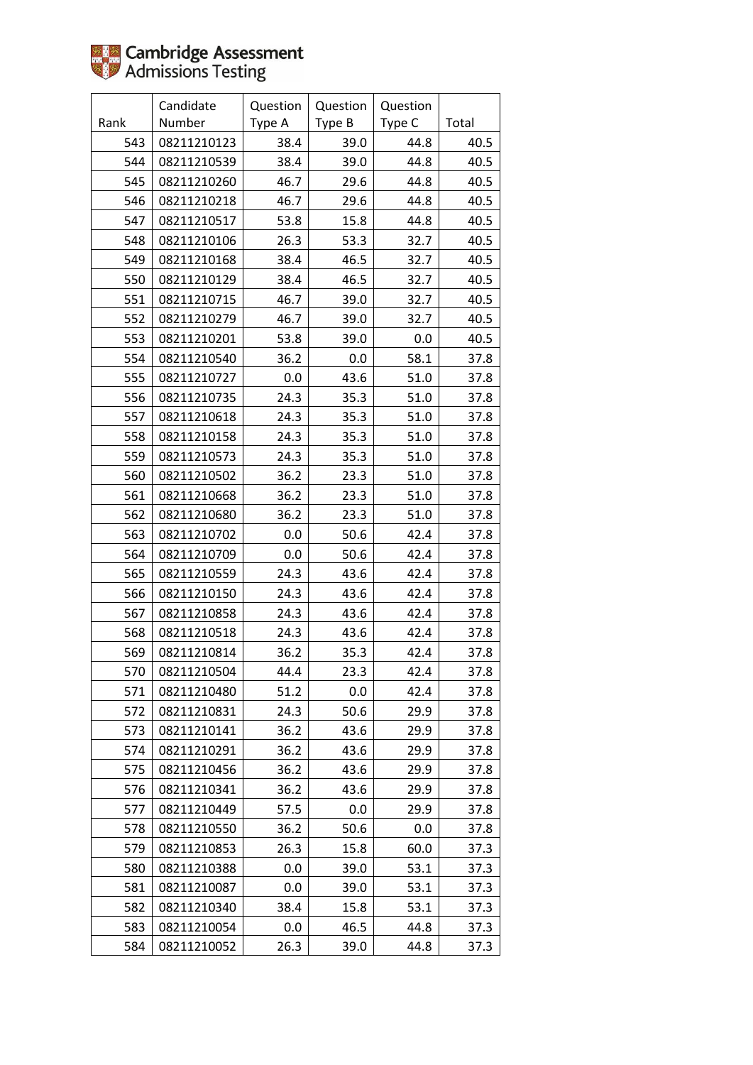| Rank | Candidate Number | Question Type A | Question Type B | Question Type C | Total |
|---|---|---|---|---|---|
| 543 | 08211210123 | 38.4 | 39.0 | 44.8 | 40.5 |
| 544 | 08211210539 | 38.4 | 39.0 | 44.8 | 40.5 |
| 545 | 08211210260 | 46.7 | 29.6 | 44.8 | 40.5 |
| 546 | 08211210218 | 46.7 | 29.6 | 44.8 | 40.5 |
| 547 | 08211210517 | 53.8 | 15.8 | 44.8 | 40.5 |
| 548 | 08211210106 | 26.3 | 53.3 | 32.7 | 40.5 |
| 549 | 08211210168 | 38.4 | 46.5 | 32.7 | 40.5 |
| 550 | 08211210129 | 38.4 | 46.5 | 32.7 | 40.5 |
| 551 | 08211210715 | 46.7 | 39.0 | 32.7 | 40.5 |
| 552 | 08211210279 | 46.7 | 39.0 | 32.7 | 40.5 |
| 553 | 08211210201 | 53.8 | 39.0 | 0.0 | 40.5 |
| 554 | 08211210540 | 36.2 | 0.0 | 58.1 | 37.8 |
| 555 | 08211210727 | 0.0 | 43.6 | 51.0 | 37.8 |
| 556 | 08211210735 | 24.3 | 35.3 | 51.0 | 37.8 |
| 557 | 08211210618 | 24.3 | 35.3 | 51.0 | 37.8 |
| 558 | 08211210158 | 24.3 | 35.3 | 51.0 | 37.8 |
| 559 | 08211210573 | 24.3 | 35.3 | 51.0 | 37.8 |
| 560 | 08211210502 | 36.2 | 23.3 | 51.0 | 37.8 |
| 561 | 08211210668 | 36.2 | 23.3 | 51.0 | 37.8 |
| 562 | 08211210680 | 36.2 | 23.3 | 51.0 | 37.8 |
| 563 | 08211210702 | 0.0 | 50.6 | 42.4 | 37.8 |
| 564 | 08211210709 | 0.0 | 50.6 | 42.4 | 37.8 |
| 565 | 08211210559 | 24.3 | 43.6 | 42.4 | 37.8 |
| 566 | 08211210150 | 24.3 | 43.6 | 42.4 | 37.8 |
| 567 | 08211210858 | 24.3 | 43.6 | 42.4 | 37.8 |
| 568 | 08211210518 | 24.3 | 43.6 | 42.4 | 37.8 |
| 569 | 08211210814 | 36.2 | 35.3 | 42.4 | 37.8 |
| 570 | 08211210504 | 44.4 | 23.3 | 42.4 | 37.8 |
| 571 | 08211210480 | 51.2 | 0.0 | 42.4 | 37.8 |
| 572 | 08211210831 | 24.3 | 50.6 | 29.9 | 37.8 |
| 573 | 08211210141 | 36.2 | 43.6 | 29.9 | 37.8 |
| 574 | 08211210291 | 36.2 | 43.6 | 29.9 | 37.8 |
| 575 | 08211210456 | 36.2 | 43.6 | 29.9 | 37.8 |
| 576 | 08211210341 | 36.2 | 43.6 | 29.9 | 37.8 |
| 577 | 08211210449 | 57.5 | 0.0 | 29.9 | 37.8 |
| 578 | 08211210550 | 36.2 | 50.6 | 0.0 | 37.8 |
| 579 | 08211210853 | 26.3 | 15.8 | 60.0 | 37.3 |
| 580 | 08211210388 | 0.0 | 39.0 | 53.1 | 37.3 |
| 581 | 08211210087 | 0.0 | 39.0 | 53.1 | 37.3 |
| 582 | 08211210340 | 38.4 | 15.8 | 53.1 | 37.3 |
| 583 | 08211210054 | 0.0 | 46.5 | 44.8 | 37.3 |
| 584 | 08211210052 | 26.3 | 39.0 | 44.8 | 37.3 |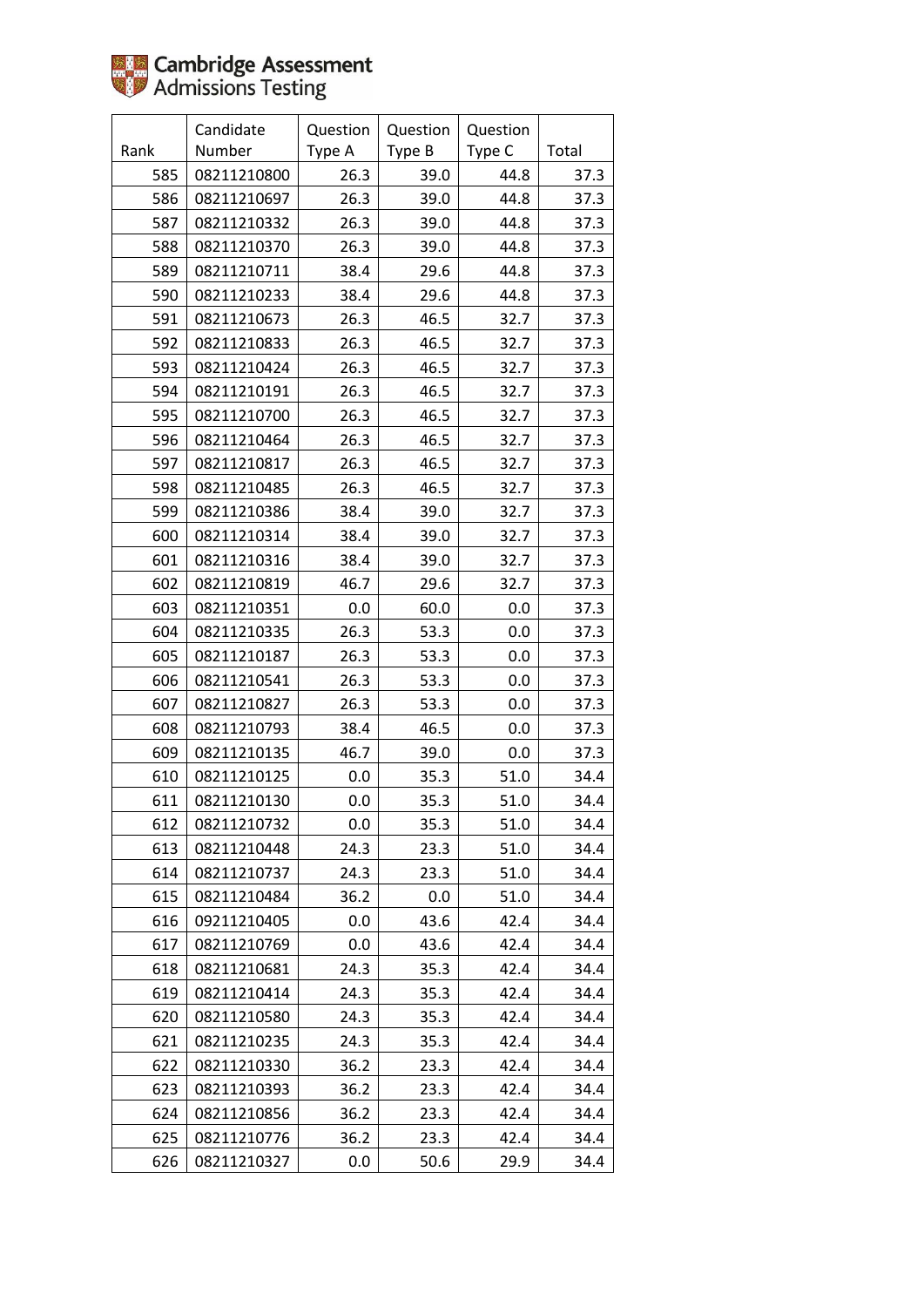| Rank | Candidate Number | Question Type A | Question Type B | Question Type C | Total |
|---|---|---|---|---|---|
| 585 | 08211210800 | 26.3 | 39.0 | 44.8 | 37.3 |
| 586 | 08211210697 | 26.3 | 39.0 | 44.8 | 37.3 |
| 587 | 08211210332 | 26.3 | 39.0 | 44.8 | 37.3 |
| 588 | 08211210370 | 26.3 | 39.0 | 44.8 | 37.3 |
| 589 | 08211210711 | 38.4 | 29.6 | 44.8 | 37.3 |
| 590 | 08211210233 | 38.4 | 29.6 | 44.8 | 37.3 |
| 591 | 08211210673 | 26.3 | 46.5 | 32.7 | 37.3 |
| 592 | 08211210833 | 26.3 | 46.5 | 32.7 | 37.3 |
| 593 | 08211210424 | 26.3 | 46.5 | 32.7 | 37.3 |
| 594 | 08211210191 | 26.3 | 46.5 | 32.7 | 37.3 |
| 595 | 08211210700 | 26.3 | 46.5 | 32.7 | 37.3 |
| 596 | 08211210464 | 26.3 | 46.5 | 32.7 | 37.3 |
| 597 | 08211210817 | 26.3 | 46.5 | 32.7 | 37.3 |
| 598 | 08211210485 | 26.3 | 46.5 | 32.7 | 37.3 |
| 599 | 08211210386 | 38.4 | 39.0 | 32.7 | 37.3 |
| 600 | 08211210314 | 38.4 | 39.0 | 32.7 | 37.3 |
| 601 | 08211210316 | 38.4 | 39.0 | 32.7 | 37.3 |
| 602 | 08211210819 | 46.7 | 29.6 | 32.7 | 37.3 |
| 603 | 08211210351 | 0.0 | 60.0 | 0.0 | 37.3 |
| 604 | 08211210335 | 26.3 | 53.3 | 0.0 | 37.3 |
| 605 | 08211210187 | 26.3 | 53.3 | 0.0 | 37.3 |
| 606 | 08211210541 | 26.3 | 53.3 | 0.0 | 37.3 |
| 607 | 08211210827 | 26.3 | 53.3 | 0.0 | 37.3 |
| 608 | 08211210793 | 38.4 | 46.5 | 0.0 | 37.3 |
| 609 | 08211210135 | 46.7 | 39.0 | 0.0 | 37.3 |
| 610 | 08211210125 | 0.0 | 35.3 | 51.0 | 34.4 |
| 611 | 08211210130 | 0.0 | 35.3 | 51.0 | 34.4 |
| 612 | 08211210732 | 0.0 | 35.3 | 51.0 | 34.4 |
| 613 | 08211210448 | 24.3 | 23.3 | 51.0 | 34.4 |
| 614 | 08211210737 | 24.3 | 23.3 | 51.0 | 34.4 |
| 615 | 08211210484 | 36.2 | 0.0 | 51.0 | 34.4 |
| 616 | 09211210405 | 0.0 | 43.6 | 42.4 | 34.4 |
| 617 | 08211210769 | 0.0 | 43.6 | 42.4 | 34.4 |
| 618 | 08211210681 | 24.3 | 35.3 | 42.4 | 34.4 |
| 619 | 08211210414 | 24.3 | 35.3 | 42.4 | 34.4 |
| 620 | 08211210580 | 24.3 | 35.3 | 42.4 | 34.4 |
| 621 | 08211210235 | 24.3 | 35.3 | 42.4 | 34.4 |
| 622 | 08211210330 | 36.2 | 23.3 | 42.4 | 34.4 |
| 623 | 08211210393 | 36.2 | 23.3 | 42.4 | 34.4 |
| 624 | 08211210856 | 36.2 | 23.3 | 42.4 | 34.4 |
| 625 | 08211210776 | 36.2 | 23.3 | 42.4 | 34.4 |
| 626 | 08211210327 | 0.0 | 50.6 | 29.9 | 34.4 |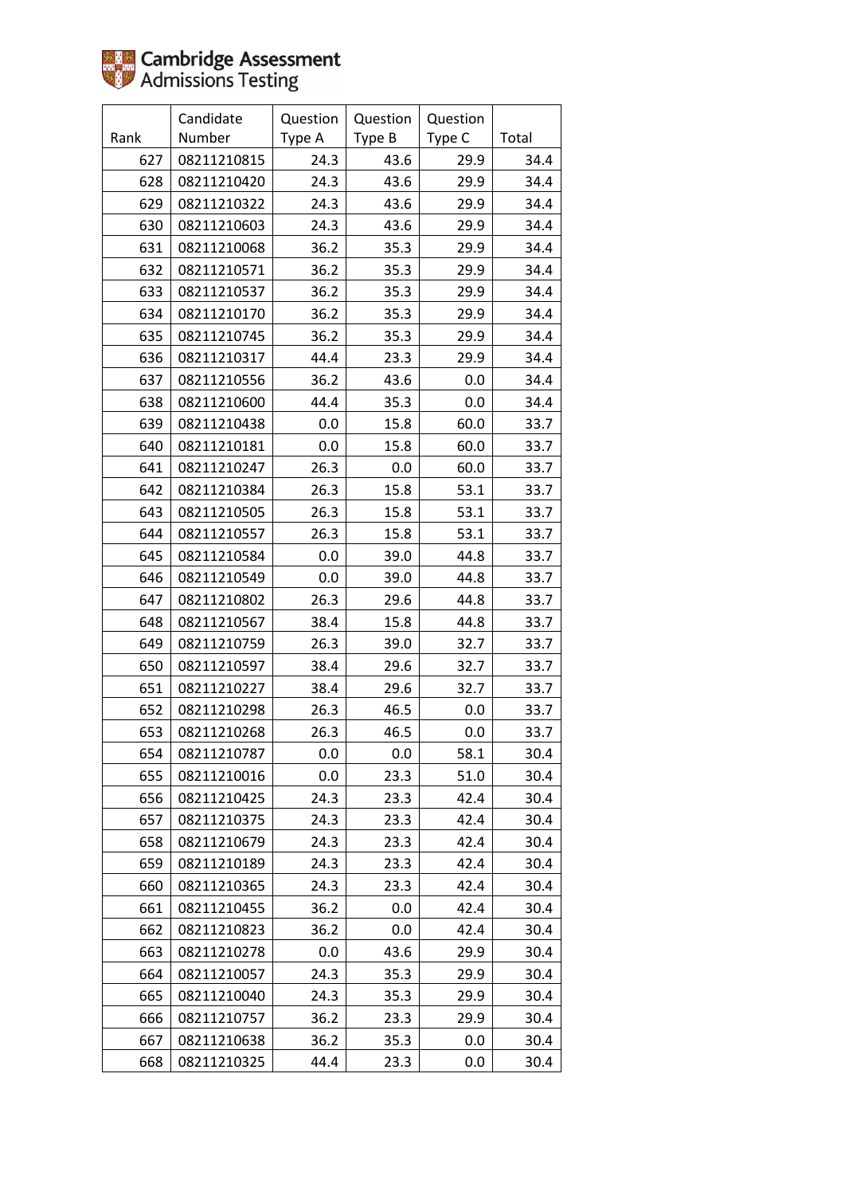Cambridge Assessment Admissions Testing

| Rank | Candidate Number | Question Type A | Question Type B | Question Type C | Total |
|---|---|---|---|---|---|
| 627 | 08211210815 | 24.3 | 43.6 | 29.9 | 34.4 |
| 628 | 08211210420 | 24.3 | 43.6 | 29.9 | 34.4 |
| 629 | 08211210322 | 24.3 | 43.6 | 29.9 | 34.4 |
| 630 | 08211210603 | 24.3 | 43.6 | 29.9 | 34.4 |
| 631 | 08211210068 | 36.2 | 35.3 | 29.9 | 34.4 |
| 632 | 08211210571 | 36.2 | 35.3 | 29.9 | 34.4 |
| 633 | 08211210537 | 36.2 | 35.3 | 29.9 | 34.4 |
| 634 | 08211210170 | 36.2 | 35.3 | 29.9 | 34.4 |
| 635 | 08211210745 | 36.2 | 35.3 | 29.9 | 34.4 |
| 636 | 08211210317 | 44.4 | 23.3 | 29.9 | 34.4 |
| 637 | 08211210556 | 36.2 | 43.6 | 0.0 | 34.4 |
| 638 | 08211210600 | 44.4 | 35.3 | 0.0 | 34.4 |
| 639 | 08211210438 | 0.0 | 15.8 | 60.0 | 33.7 |
| 640 | 08211210181 | 0.0 | 15.8 | 60.0 | 33.7 |
| 641 | 08211210247 | 26.3 | 0.0 | 60.0 | 33.7 |
| 642 | 08211210384 | 26.3 | 15.8 | 53.1 | 33.7 |
| 643 | 08211210505 | 26.3 | 15.8 | 53.1 | 33.7 |
| 644 | 08211210557 | 26.3 | 15.8 | 53.1 | 33.7 |
| 645 | 08211210584 | 0.0 | 39.0 | 44.8 | 33.7 |
| 646 | 08211210549 | 0.0 | 39.0 | 44.8 | 33.7 |
| 647 | 08211210802 | 26.3 | 29.6 | 44.8 | 33.7 |
| 648 | 08211210567 | 38.4 | 15.8 | 44.8 | 33.7 |
| 649 | 08211210759 | 26.3 | 39.0 | 32.7 | 33.7 |
| 650 | 08211210597 | 38.4 | 29.6 | 32.7 | 33.7 |
| 651 | 08211210227 | 38.4 | 29.6 | 32.7 | 33.7 |
| 652 | 08211210298 | 26.3 | 46.5 | 0.0 | 33.7 |
| 653 | 08211210268 | 26.3 | 46.5 | 0.0 | 33.7 |
| 654 | 08211210787 | 0.0 | 0.0 | 58.1 | 30.4 |
| 655 | 08211210016 | 0.0 | 23.3 | 51.0 | 30.4 |
| 656 | 08211210425 | 24.3 | 23.3 | 42.4 | 30.4 |
| 657 | 08211210375 | 24.3 | 23.3 | 42.4 | 30.4 |
| 658 | 08211210679 | 24.3 | 23.3 | 42.4 | 30.4 |
| 659 | 08211210189 | 24.3 | 23.3 | 42.4 | 30.4 |
| 660 | 08211210365 | 24.3 | 23.3 | 42.4 | 30.4 |
| 661 | 08211210455 | 36.2 | 0.0 | 42.4 | 30.4 |
| 662 | 08211210823 | 36.2 | 0.0 | 42.4 | 30.4 |
| 663 | 08211210278 | 0.0 | 43.6 | 29.9 | 30.4 |
| 664 | 08211210057 | 24.3 | 35.3 | 29.9 | 30.4 |
| 665 | 08211210040 | 24.3 | 35.3 | 29.9 | 30.4 |
| 666 | 08211210757 | 36.2 | 23.3 | 29.9 | 30.4 |
| 667 | 08211210638 | 36.2 | 35.3 | 0.0 | 30.4 |
| 668 | 08211210325 | 44.4 | 23.3 | 0.0 | 30.4 |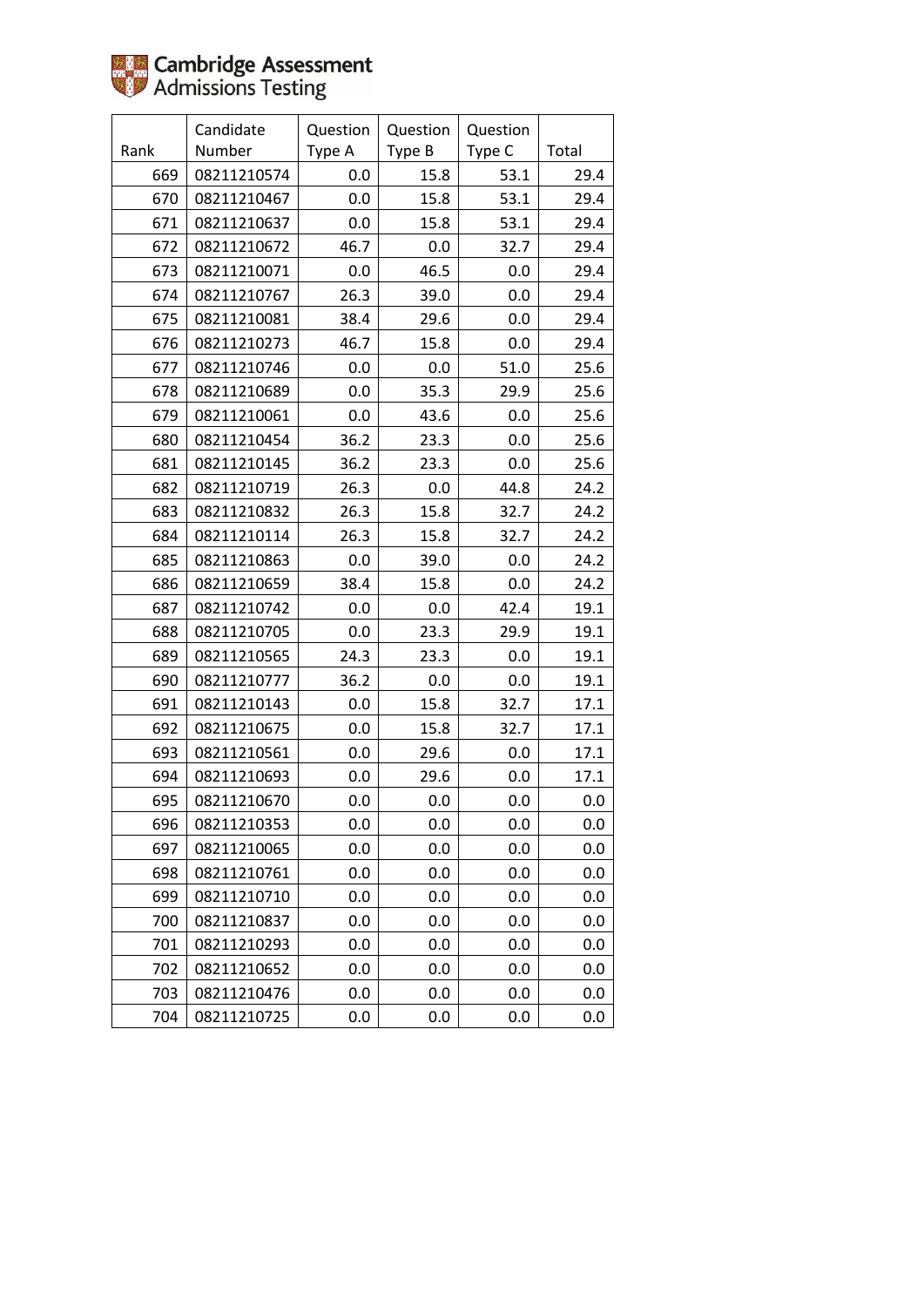Cambridge Assessment Admissions Testing

| Rank | Candidate Number | Question Type A | Question Type B | Question Type C | Total |
|---|---|---|---|---|---|
| 669 | 08211210574 | 0.0 | 15.8 | 53.1 | 29.4 |
| 670 | 08211210467 | 0.0 | 15.8 | 53.1 | 29.4 |
| 671 | 08211210637 | 0.0 | 15.8 | 53.1 | 29.4 |
| 672 | 08211210672 | 46.7 | 0.0 | 32.7 | 29.4 |
| 673 | 08211210071 | 0.0 | 46.5 | 0.0 | 29.4 |
| 674 | 08211210767 | 26.3 | 39.0 | 0.0 | 29.4 |
| 675 | 08211210081 | 38.4 | 29.6 | 0.0 | 29.4 |
| 676 | 08211210273 | 46.7 | 15.8 | 0.0 | 29.4 |
| 677 | 08211210746 | 0.0 | 0.0 | 51.0 | 25.6 |
| 678 | 08211210689 | 0.0 | 35.3 | 29.9 | 25.6 |
| 679 | 08211210061 | 0.0 | 43.6 | 0.0 | 25.6 |
| 680 | 08211210454 | 36.2 | 23.3 | 0.0 | 25.6 |
| 681 | 08211210145 | 36.2 | 23.3 | 0.0 | 25.6 |
| 682 | 08211210719 | 26.3 | 0.0 | 44.8 | 24.2 |
| 683 | 08211210832 | 26.3 | 15.8 | 32.7 | 24.2 |
| 684 | 08211210114 | 26.3 | 15.8 | 32.7 | 24.2 |
| 685 | 08211210863 | 0.0 | 39.0 | 0.0 | 24.2 |
| 686 | 08211210659 | 38.4 | 15.8 | 0.0 | 24.2 |
| 687 | 08211210742 | 0.0 | 0.0 | 42.4 | 19.1 |
| 688 | 08211210705 | 0.0 | 23.3 | 29.9 | 19.1 |
| 689 | 08211210565 | 24.3 | 23.3 | 0.0 | 19.1 |
| 690 | 08211210777 | 36.2 | 0.0 | 0.0 | 19.1 |
| 691 | 08211210143 | 0.0 | 15.8 | 32.7 | 17.1 |
| 692 | 08211210675 | 0.0 | 15.8 | 32.7 | 17.1 |
| 693 | 08211210561 | 0.0 | 29.6 | 0.0 | 17.1 |
| 694 | 08211210693 | 0.0 | 29.6 | 0.0 | 17.1 |
| 695 | 08211210670 | 0.0 | 0.0 | 0.0 | 0.0 |
| 696 | 08211210353 | 0.0 | 0.0 | 0.0 | 0.0 |
| 697 | 08211210065 | 0.0 | 0.0 | 0.0 | 0.0 |
| 698 | 08211210761 | 0.0 | 0.0 | 0.0 | 0.0 |
| 699 | 08211210710 | 0.0 | 0.0 | 0.0 | 0.0 |
| 700 | 08211210837 | 0.0 | 0.0 | 0.0 | 0.0 |
| 701 | 08211210293 | 0.0 | 0.0 | 0.0 | 0.0 |
| 702 | 08211210652 | 0.0 | 0.0 | 0.0 | 0.0 |
| 703 | 08211210476 | 0.0 | 0.0 | 0.0 | 0.0 |
| 704 | 08211210725 | 0.0 | 0.0 | 0.0 | 0.0 |